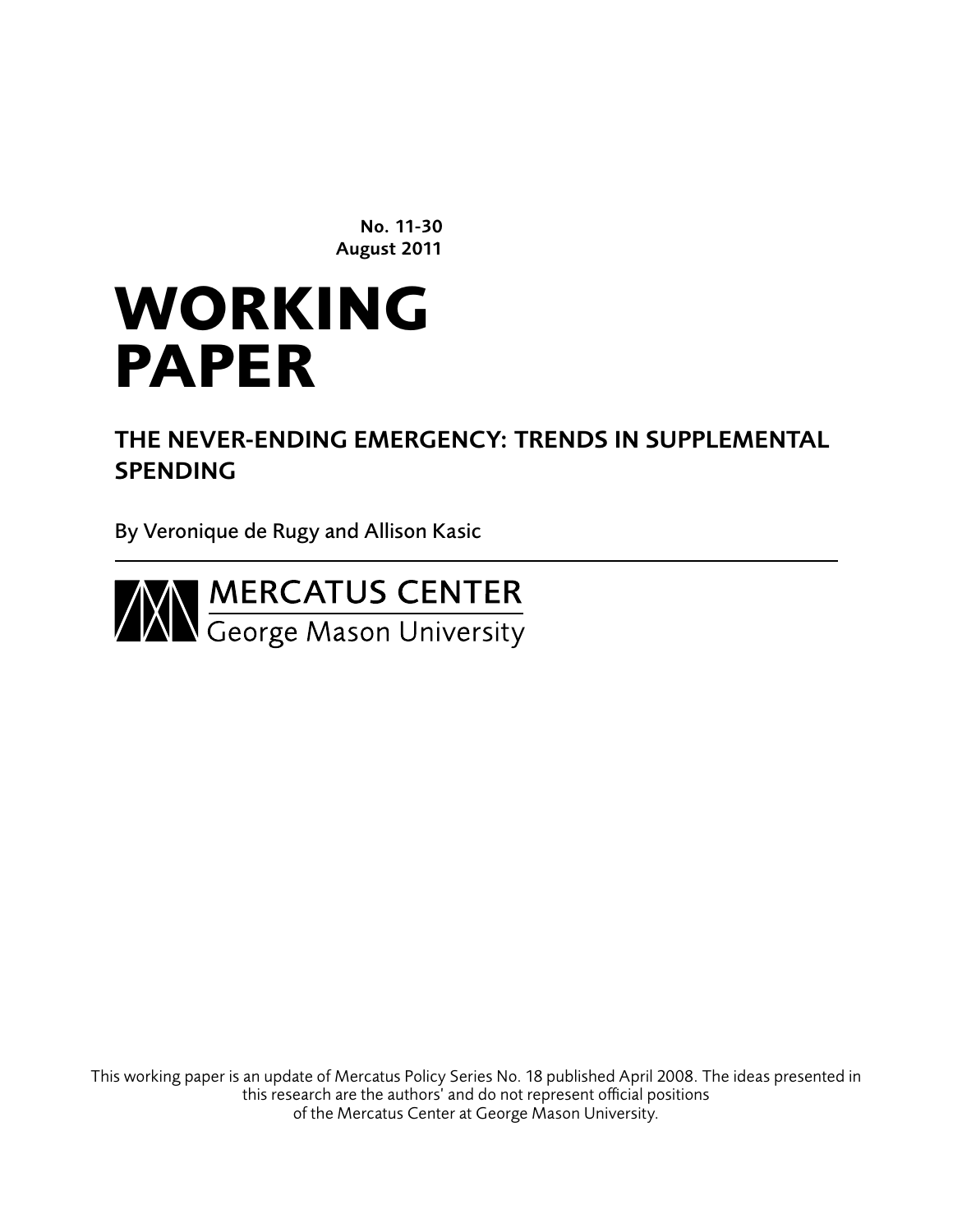No. 11-30
August 2011

# WORKING PAPER

## THE NEVER-ENDING EMERGENCY: TRENDS IN SUPPLEMENTAL SPENDING

By Veronique de Rugy and Allison Kasic

MERCATUS CENTER
George Mason University

This working paper is an update of Mercatus Policy Series No. 18 published April 2008. The ideas presented in this research are the authors' and do not represent official positions of the Mercatus Center at George Mason University.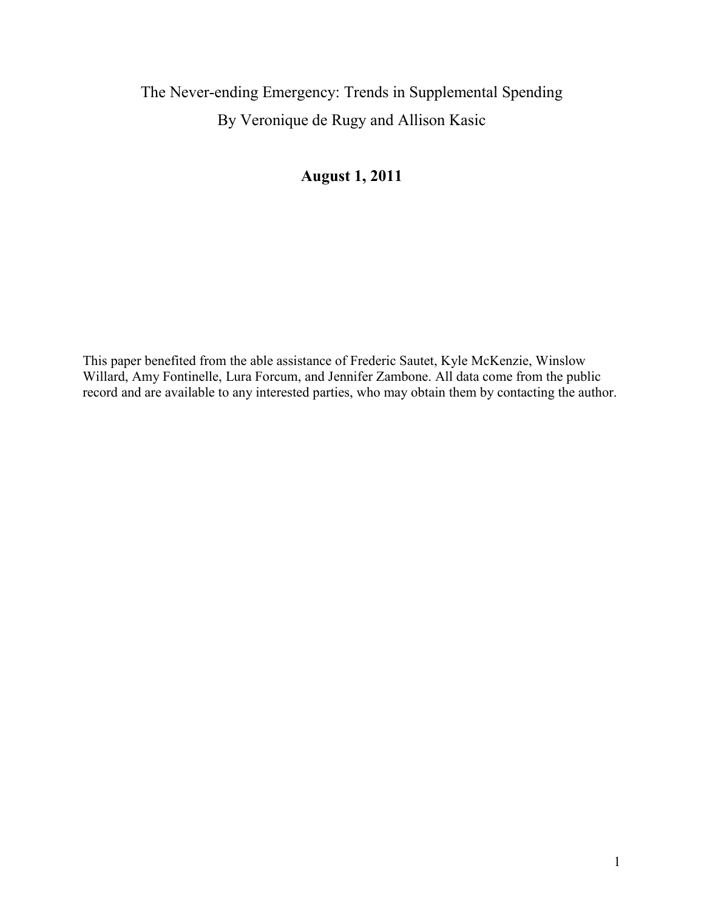# The Never-ending Emergency: Trends in Supplemental Spending

By Veronique de Rugy and Allison Kasic

**August 1, 2011**

This paper benefited from the able assistance of Frederic Sautet, Kyle McKenzie, Winslow Willard, Amy Fontinelle, Lura Forcum, and Jennifer Zambone. All data come from the public record and are available to any interested parties, who may obtain them by contacting the author.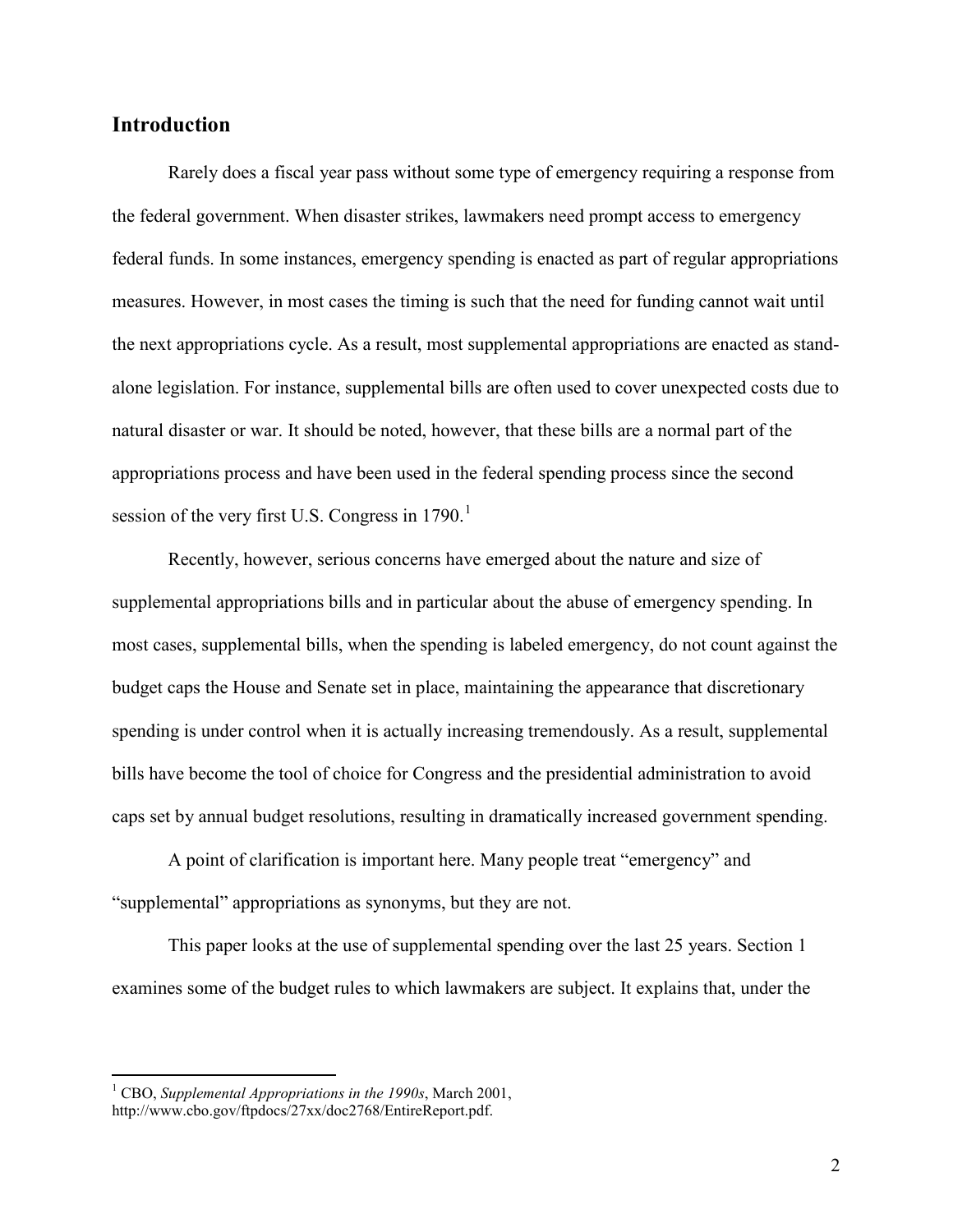## Introduction

Rarely does a fiscal year pass without some type of emergency requiring a response from the federal government. When disaster strikes, lawmakers need prompt access to emergency federal funds. In some instances, emergency spending is enacted as part of regular appropriations measures. However, in most cases the timing is such that the need for funding cannot wait until the next appropriations cycle. As a result, most supplemental appropriations are enacted as stand-alone legislation. For instance, supplemental bills are often used to cover unexpected costs due to natural disaster or war. It should be noted, however, that these bills are a normal part of the appropriations process and have been used in the federal spending process since the second session of the very first U.S. Congress in 1790.[1]

Recently, however, serious concerns have emerged about the nature and size of supplemental appropriations bills and in particular about the abuse of emergency spending. In most cases, supplemental bills, when the spending is labeled emergency, do not count against the budget caps the House and Senate set in place, maintaining the appearance that discretionary spending is under control when it is actually increasing tremendously. As a result, supplemental bills have become the tool of choice for Congress and the presidential administration to avoid caps set by annual budget resolutions, resulting in dramatically increased government spending.

A point of clarification is important here. Many people treat "emergency" and "supplemental" appropriations as synonyms, but they are not.

This paper looks at the use of supplemental spending over the last 25 years. Section 1 examines some of the budget rules to which lawmakers are subject. It explains that, under the

[1] CBO, *Supplemental Appropriations in the 1990s*, March 2001, http://www.cbo.gov/ftpdocs/27xx/doc2768/EntireReport.pdf.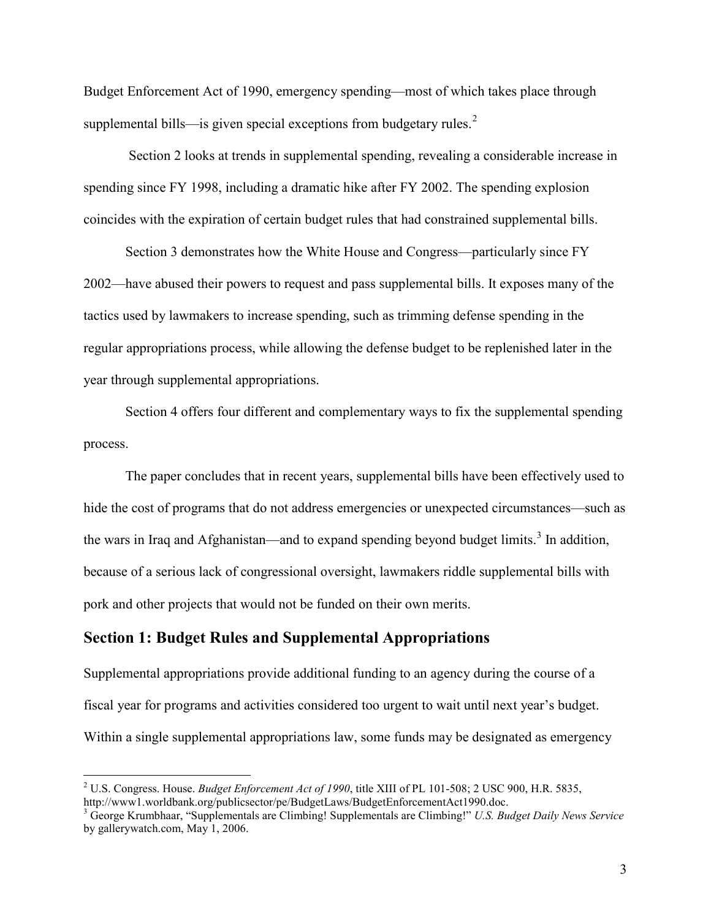Budget Enforcement Act of 1990, emergency spending—most of which takes place through supplemental bills—is given special exceptions from budgetary rules.[2]

Section 2 looks at trends in supplemental spending, revealing a considerable increase in spending since FY 1998, including a dramatic hike after FY 2002. The spending explosion coincides with the expiration of certain budget rules that had constrained supplemental bills.

Section 3 demonstrates how the White House and Congress—particularly since FY 2002—have abused their powers to request and pass supplemental bills. It exposes many of the tactics used by lawmakers to increase spending, such as trimming defense spending in the regular appropriations process, while allowing the defense budget to be replenished later in the year through supplemental appropriations.

Section 4 offers four different and complementary ways to fix the supplemental spending process.

The paper concludes that in recent years, supplemental bills have been effectively used to hide the cost of programs that do not address emergencies or unexpected circumstances—such as the wars in Iraq and Afghanistan—and to expand spending beyond budget limits.[3] In addition, because of a serious lack of congressional oversight, lawmakers riddle supplemental bills with pork and other projects that would not be funded on their own merits.

## Section 1: Budget Rules and Supplemental Appropriations

Supplemental appropriations provide additional funding to an agency during the course of a fiscal year for programs and activities considered too urgent to wait until next year's budget. Within a single supplemental appropriations law, some funds may be designated as emergency

---

[2] U.S. Congress. House. *Budget Enforcement Act of 1990*, title XIII of PL 101-508; 2 USC 900, H.R. 5835, http://www1.worldbank.org/publicsector/pe/BudgetLaws/BudgetEnforcementAct1990.doc.

[3] George Krumbhaar, "Supplementals are Climbing! Supplementals are Climbing!" *U.S. Budget Daily News Service* by gallerywatch.com, May 1, 2006.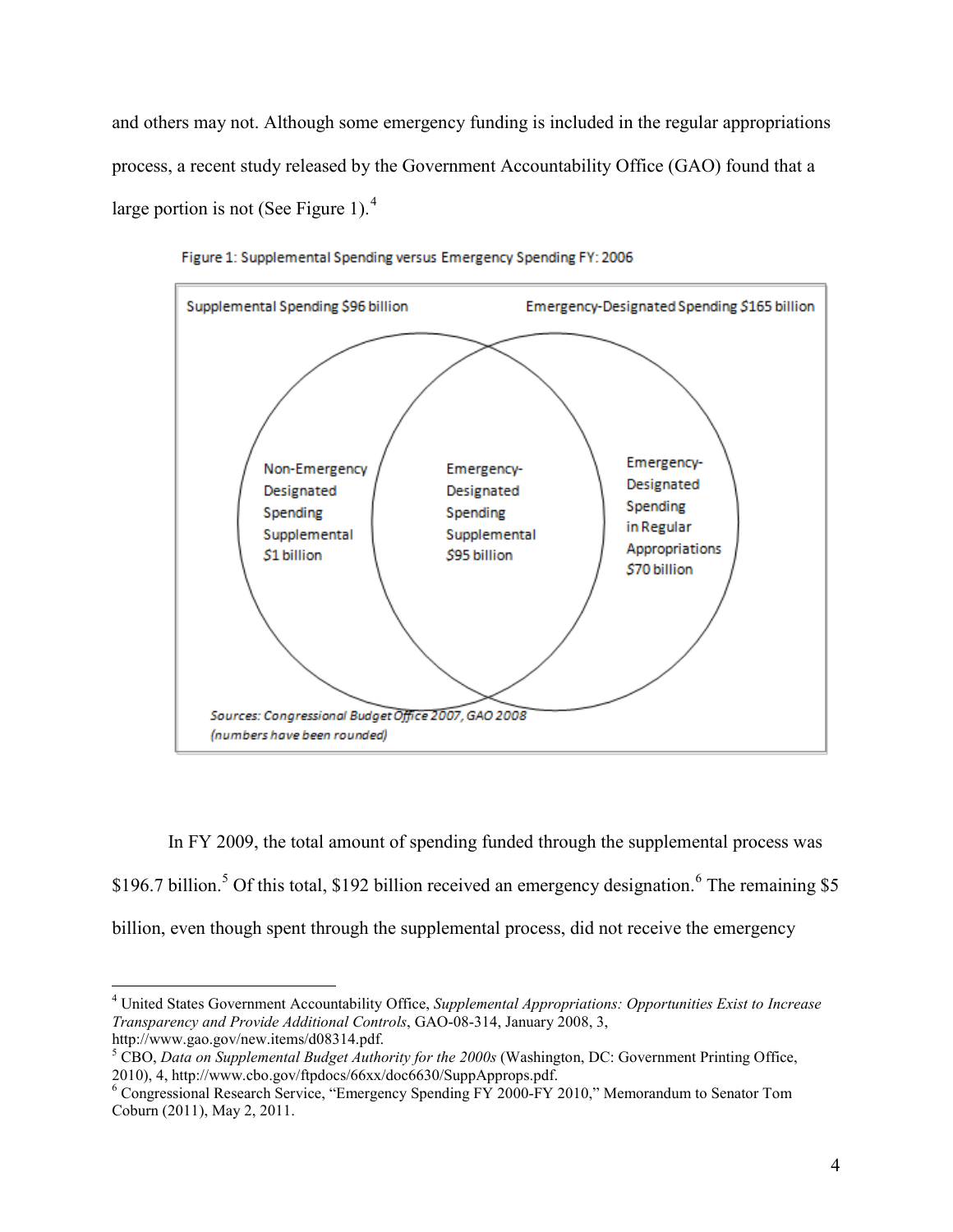and others may not. Although some emergency funding is included in the regular appropriations process, a recent study released by the Government Accountability Office (GAO) found that a large portion is not (See Figure 1).[4]

Figure 1: Supplemental Spending versus Emergency Spending FY: 2006

Supplemental Spending $96 billion

Emergency-Designated Spending $165 billion

Non-Emergency Designated Spending Supplemental $1 billion

Emergency-Designated Spending Supplemental $95 billion

Emergency-Designated Spending in Regular Appropriations $70 billion

*Sources: Congressional Budget Office 2007, GAO 2008 (numbers have been rounded)*

In FY 2009, the total amount of spending funded through the supplemental process was $196.7 billion.[5] Of this total, $192 billion received an emergency designation.[6] The remaining $5 billion, even though spent through the supplemental process, did not receive the emergency

---

[4] United States Government Accountability Office, *Supplemental Appropriations: Opportunities Exist to Increase Transparency and Provide Additional Controls*, GAO-08-314, January 2008, 3, http://www.gao.gov/new.items/d08314.pdf.

[5] CBO, *Data on Supplemental Budget Authority for the 2000s* (Washington, DC: Government Printing Office, 2010), 4, http://www.cbo.gov/ftpdocs/66xx/doc6630/SuppApprops.pdf.

[6] Congressional Research Service, "Emergency Spending FY 2000-FY 2010," Memorandum to Senator Tom Coburn (2011), May 2, 2011.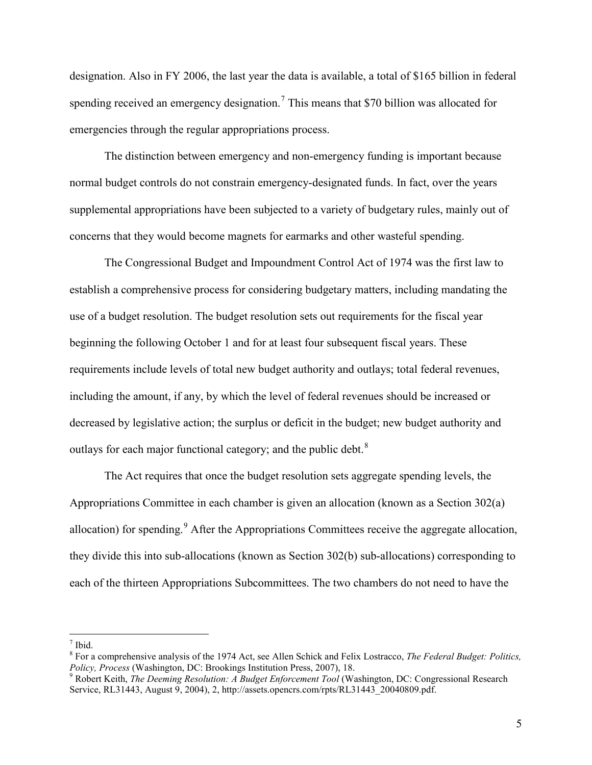designation. Also in FY 2006, the last year the data is available, a total of $165 billion in federal spending received an emergency designation.[7] This means that $70 billion was allocated for emergencies through the regular appropriations process.

The distinction between emergency and non-emergency funding is important because normal budget controls do not constrain emergency-designated funds. In fact, over the years supplemental appropriations have been subjected to a variety of budgetary rules, mainly out of concerns that they would become magnets for earmarks and other wasteful spending.

The Congressional Budget and Impoundment Control Act of 1974 was the first law to establish a comprehensive process for considering budgetary matters, including mandating the use of a budget resolution. The budget resolution sets out requirements for the fiscal year beginning the following October 1 and for at least four subsequent fiscal years. These requirements include levels of total new budget authority and outlays; total federal revenues, including the amount, if any, by which the level of federal revenues should be increased or decreased by legislative action; the surplus or deficit in the budget; new budget authority and outlays for each major functional category; and the public debt.[8]

The Act requires that once the budget resolution sets aggregate spending levels, the Appropriations Committee in each chamber is given an allocation (known as a Section 302(a) allocation) for spending.[9] After the Appropriations Committees receive the aggregate allocation, they divide this into sub-allocations (known as Section 302(b) sub-allocations) corresponding to each of the thirteen Appropriations Subcommittees. The two chambers do not need to have the

---

[7] Ibid.

[8] For a comprehensive analysis of the 1974 Act, see Allen Schick and Felix Lostracco, *The Federal Budget: Politics, Policy, Process* (Washington, DC: Brookings Institution Press, 2007), 18.

[9] Robert Keith, *The Deeming Resolution: A Budget Enforcement Tool* (Washington, DC: Congressional Research Service, RL31443, August 9, 2004), 2, http://assets.opencrs.com/rpts/RL31443_20040809.pdf.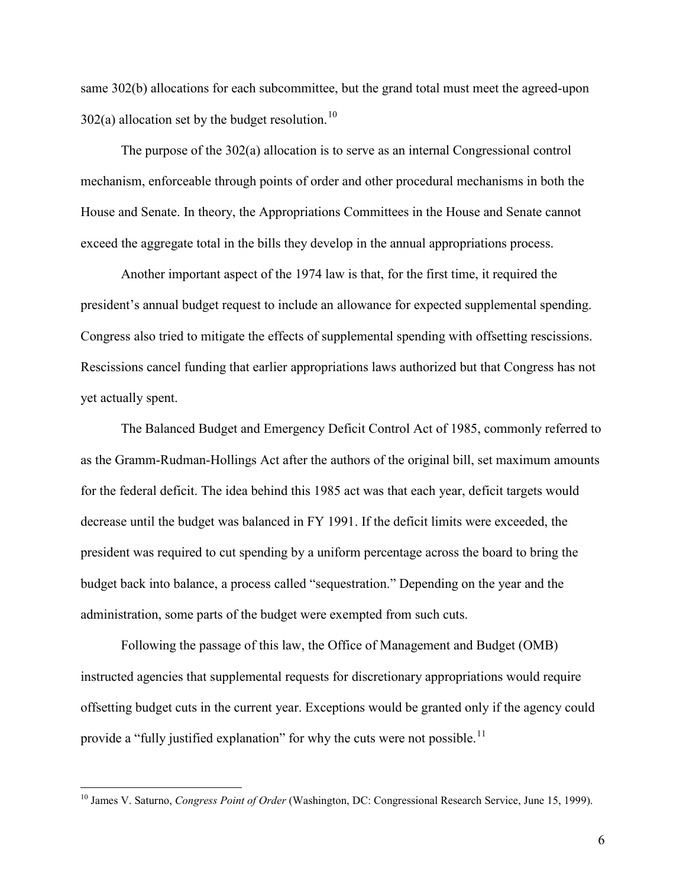same 302(b) allocations for each subcommittee, but the grand total must meet the agreed-upon 302(a) allocation set by the budget resolution.[10]

The purpose of the 302(a) allocation is to serve as an internal Congressional control mechanism, enforceable through points of order and other procedural mechanisms in both the House and Senate. In theory, the Appropriations Committees in the House and Senate cannot exceed the aggregate total in the bills they develop in the annual appropriations process.

Another important aspect of the 1974 law is that, for the first time, it required the president's annual budget request to include an allowance for expected supplemental spending. Congress also tried to mitigate the effects of supplemental spending with offsetting rescissions. Rescissions cancel funding that earlier appropriations laws authorized but that Congress has not yet actually spent.

The Balanced Budget and Emergency Deficit Control Act of 1985, commonly referred to as the Gramm-Rudman-Hollings Act after the authors of the original bill, set maximum amounts for the federal deficit. The idea behind this 1985 act was that each year, deficit targets would decrease until the budget was balanced in FY 1991. If the deficit limits were exceeded, the president was required to cut spending by a uniform percentage across the board to bring the budget back into balance, a process called "sequestration." Depending on the year and the administration, some parts of the budget were exempted from such cuts.

Following the passage of this law, the Office of Management and Budget (OMB) instructed agencies that supplemental requests for discretionary appropriations would require offsetting budget cuts in the current year. Exceptions would be granted only if the agency could provide a "fully justified explanation" for why the cuts were not possible.[11]

---

[10] James V. Saturno, *Congress Point of Order* (Washington, DC: Congressional Research Service, June 15, 1999).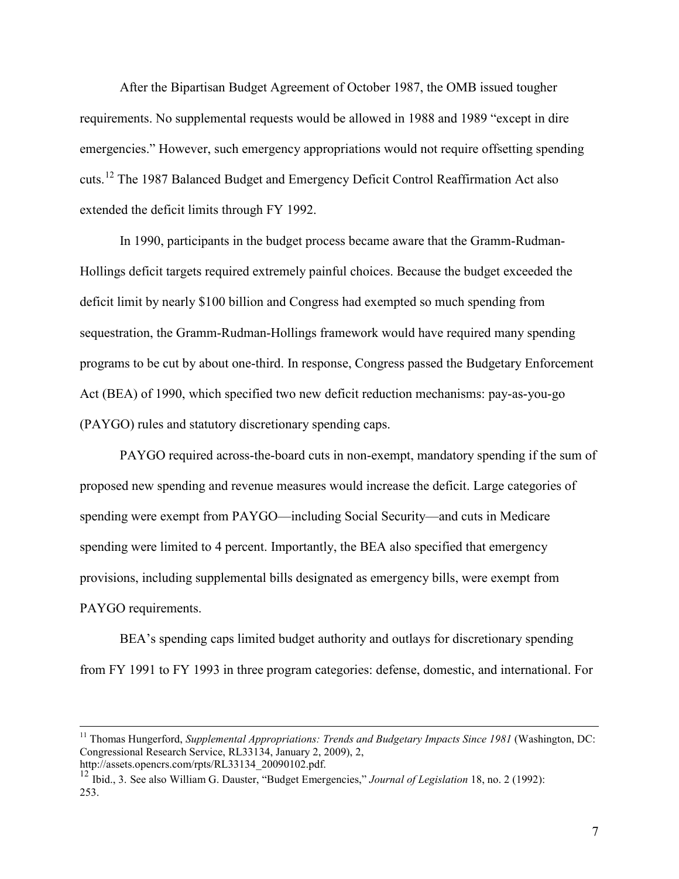After the Bipartisan Budget Agreement of October 1987, the OMB issued tougher requirements. No supplemental requests would be allowed in 1988 and 1989 "except in dire emergencies." However, such emergency appropriations would not require offsetting spending cuts.[12] The 1987 Balanced Budget and Emergency Deficit Control Reaffirmation Act also extended the deficit limits through FY 1992.

In 1990, participants in the budget process became aware that the Gramm-Rudman-Hollings deficit targets required extremely painful choices. Because the budget exceeded the deficit limit by nearly $100 billion and Congress had exempted so much spending from sequestration, the Gramm-Rudman-Hollings framework would have required many spending programs to be cut by about one-third. In response, Congress passed the Budgetary Enforcement Act (BEA) of 1990, which specified two new deficit reduction mechanisms: pay-as-you-go (PAYGO) rules and statutory discretionary spending caps.

PAYGO required across-the-board cuts in non-exempt, mandatory spending if the sum of proposed new spending and revenue measures would increase the deficit. Large categories of spending were exempt from PAYGO—including Social Security—and cuts in Medicare spending were limited to 4 percent. Importantly, the BEA also specified that emergency provisions, including supplemental bills designated as emergency bills, were exempt from PAYGO requirements.

BEA's spending caps limited budget authority and outlays for discretionary spending from FY 1991 to FY 1993 in three program categories: defense, domestic, and international. For

---

[11] Thomas Hungerford, *Supplemental Appropriations: Trends and Budgetary Impacts Since 1981* (Washington, DC: Congressional Research Service, RL33134, January 2, 2009), 2, http://assets.opencrs.com/rpts/RL33134_20090102.pdf.

[12] Ibid., 3. See also William G. Dauster, "Budget Emergencies," *Journal of Legislation* 18, no. 2 (1992): 253.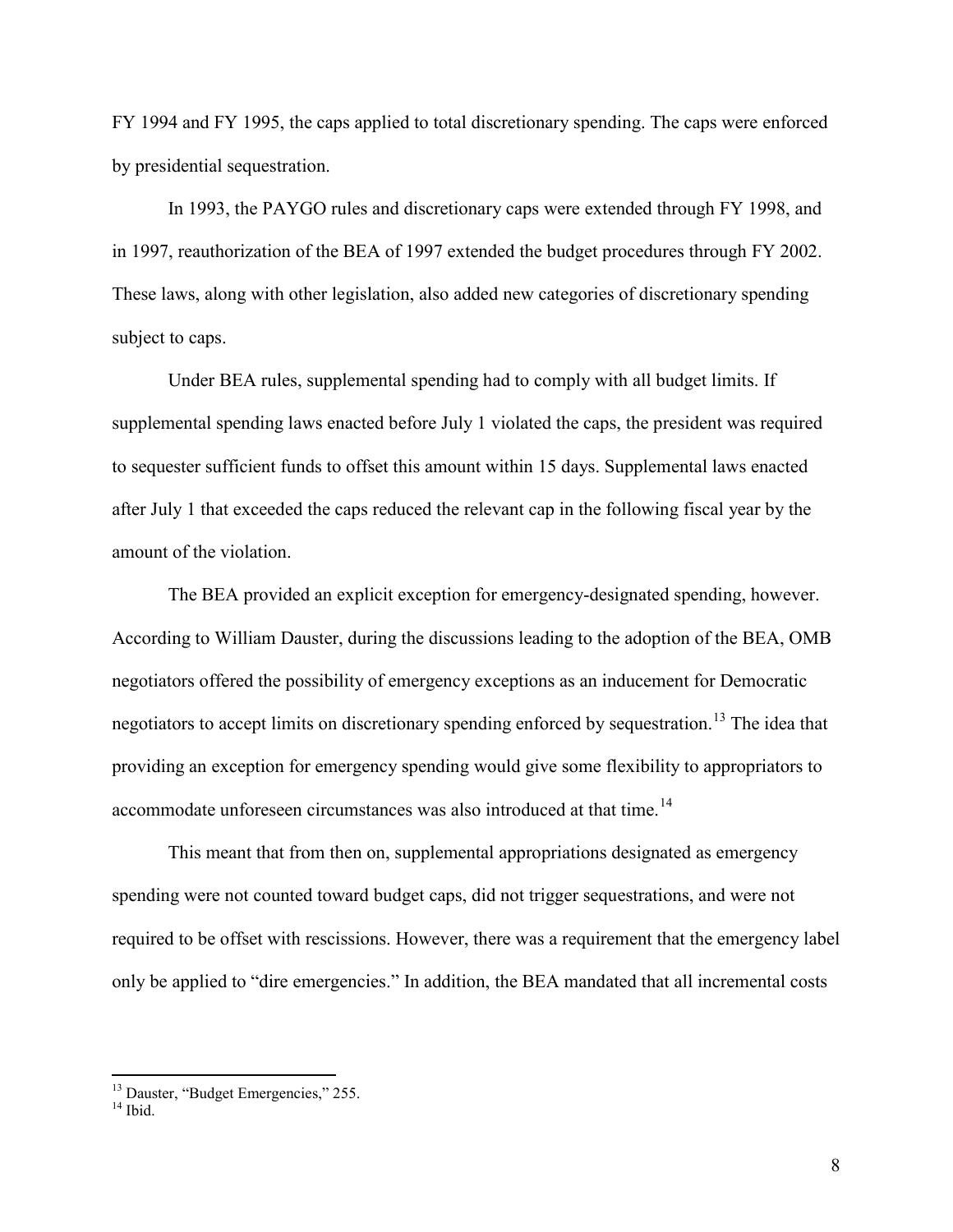FY 1994 and FY 1995, the caps applied to total discretionary spending. The caps were enforced by presidential sequestration.

In 1993, the PAYGO rules and discretionary caps were extended through FY 1998, and in 1997, reauthorization of the BEA of 1997 extended the budget procedures through FY 2002. These laws, along with other legislation, also added new categories of discretionary spending subject to caps.

Under BEA rules, supplemental spending had to comply with all budget limits. If supplemental spending laws enacted before July 1 violated the caps, the president was required to sequester sufficient funds to offset this amount within 15 days. Supplemental laws enacted after July 1 that exceeded the caps reduced the relevant cap in the following fiscal year by the amount of the violation.

The BEA provided an explicit exception for emergency-designated spending, however. According to William Dauster, during the discussions leading to the adoption of the BEA, OMB negotiators offered the possibility of emergency exceptions as an inducement for Democratic negotiators to accept limits on discretionary spending enforced by sequestration.[13] The idea that providing an exception for emergency spending would give some flexibility to appropriators to accommodate unforeseen circumstances was also introduced at that time.[14]

This meant that from then on, supplemental appropriations designated as emergency spending were not counted toward budget caps, did not trigger sequestrations, and were not required to be offset with rescissions. However, there was a requirement that the emergency label only be applied to "dire emergencies." In addition, the BEA mandated that all incremental costs

[13] Dauster, "Budget Emergencies," 255.

[14] Ibid.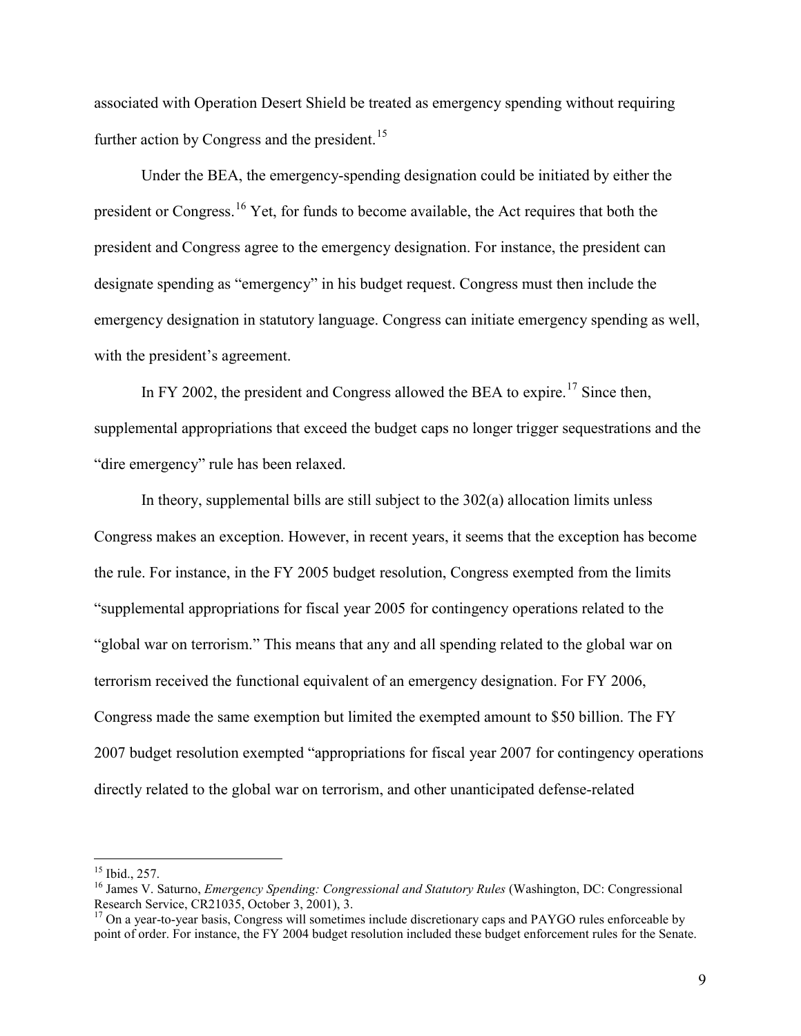associated with Operation Desert Shield be treated as emergency spending without requiring further action by Congress and the president.[15]

Under the BEA, the emergency-spending designation could be initiated by either the president or Congress.[16] Yet, for funds to become available, the Act requires that both the president and Congress agree to the emergency designation. For instance, the president can designate spending as "emergency" in his budget request. Congress must then include the emergency designation in statutory language. Congress can initiate emergency spending as well, with the president's agreement.

In FY 2002, the president and Congress allowed the BEA to expire.[17] Since then, supplemental appropriations that exceed the budget caps no longer trigger sequestrations and the "dire emergency" rule has been relaxed.

In theory, supplemental bills are still subject to the 302(a) allocation limits unless Congress makes an exception. However, in recent years, it seems that the exception has become the rule. For instance, in the FY 2005 budget resolution, Congress exempted from the limits "supplemental appropriations for fiscal year 2005 for contingency operations related to the "global war on terrorism." This means that any and all spending related to the global war on terrorism received the functional equivalent of an emergency designation. For FY 2006, Congress made the same exemption but limited the exempted amount to $50 billion. The FY 2007 budget resolution exempted "appropriations for fiscal year 2007 for contingency operations directly related to the global war on terrorism, and other unanticipated defense-related

[15] Ibid., 257.

[16] James V. Saturno, *Emergency Spending: Congressional and Statutory Rules* (Washington, DC: Congressional Research Service, CR21035, October 3, 2001), 3.

[17] On a year-to-year basis, Congress will sometimes include discretionary caps and PAYGO rules enforceable by point of order. For instance, the FY 2004 budget resolution included these budget enforcement rules for the Senate.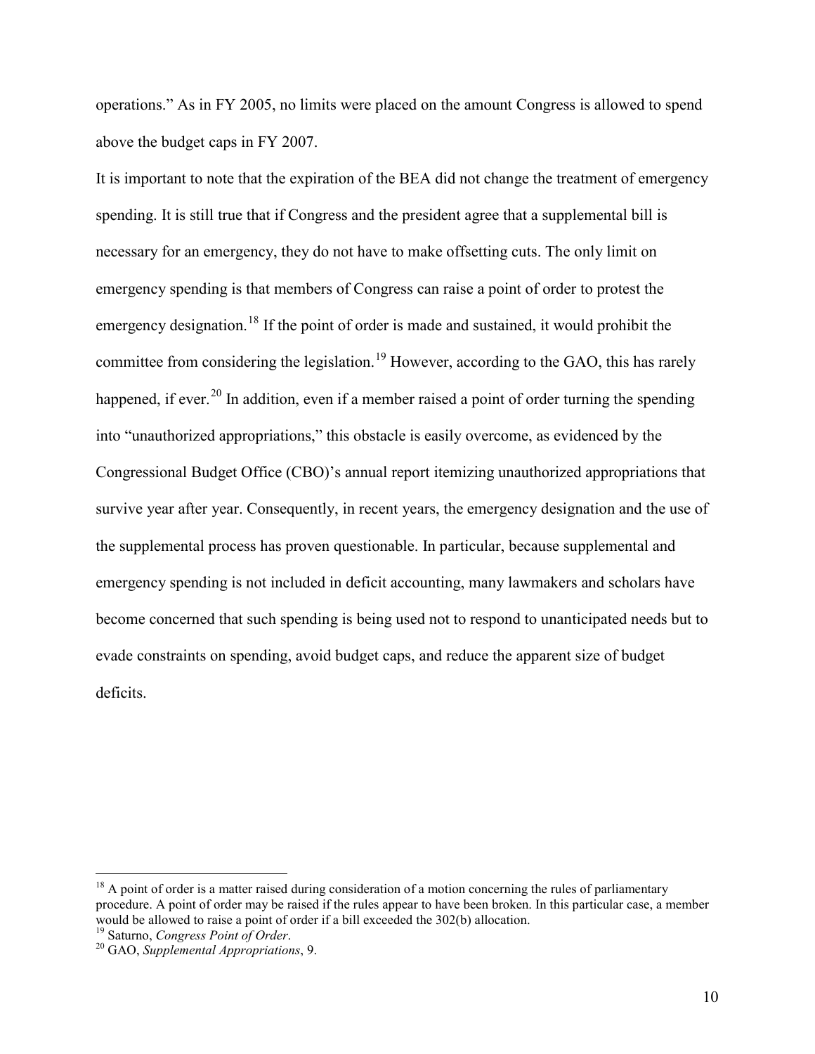operations." As in FY 2005, no limits were placed on the amount Congress is allowed to spend above the budget caps in FY 2007.

It is important to note that the expiration of the BEA did not change the treatment of emergency spending. It is still true that if Congress and the president agree that a supplemental bill is necessary for an emergency, they do not have to make offsetting cuts. The only limit on emergency spending is that members of Congress can raise a point of order to protest the emergency designation.[18] If the point of order is made and sustained, it would prohibit the committee from considering the legislation.[19] However, according to the GAO, this has rarely happened, if ever.[20] In addition, even if a member raised a point of order turning the spending into "unauthorized appropriations," this obstacle is easily overcome, as evidenced by the Congressional Budget Office (CBO)'s annual report itemizing unauthorized appropriations that survive year after year. Consequently, in recent years, the emergency designation and the use of the supplemental process has proven questionable. In particular, because supplemental and emergency spending is not included in deficit accounting, many lawmakers and scholars have become concerned that such spending is being used not to respond to unanticipated needs but to evade constraints on spending, avoid budget caps, and reduce the apparent size of budget deficits.

---

[18] A point of order is a matter raised during consideration of a motion concerning the rules of parliamentary procedure. A point of order may be raised if the rules appear to have been broken. In this particular case, a member would be allowed to raise a point of order if a bill exceeded the 302(b) allocation.

[19] Saturno, *Congress Point of Order*.

[20] GAO, *Supplemental Appropriations*, 9.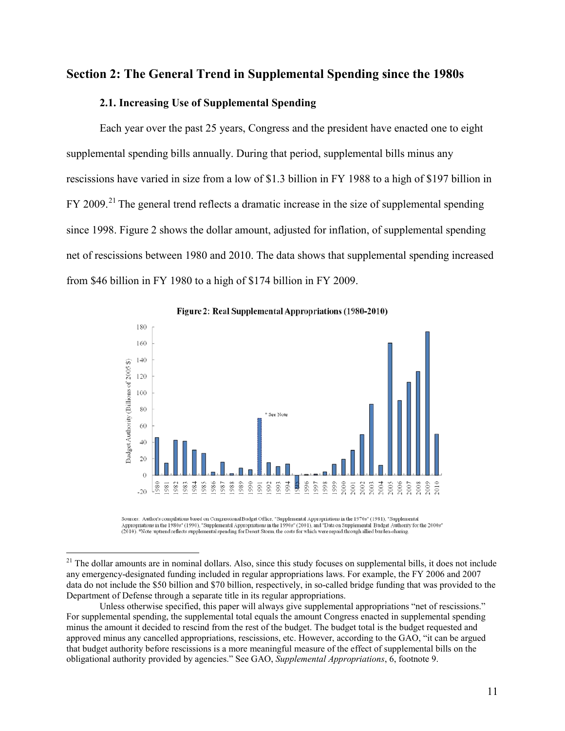## Section 2: The General Trend in Supplemental Spending since the 1980s

### 2.1. Increasing Use of Supplemental Spending

Each year over the past 25 years, Congress and the president have enacted one to eight supplemental spending bills annually. During that period, supplemental bills minus any rescissions have varied in size from a low of $1.3 billion in FY 1988 to a high of $197 billion in FY 2009.[21] The general trend reflects a dramatic increase in the size of supplemental spending since 1998. Figure 2 shows the dollar amount, adjusted for inflation, of supplemental spending net of rescissions between 1980 and 2010. The data shows that supplemental spending increased from $46 billion in FY 1980 to a high of $174 billion in FY 2009.

**Figure 2: Real Supplemental Appropriations (1980-2010)**

Sources: Author's compilations based on Congressional Budget Office, "Supplemental Appropriations in the 1970s" (1981), "Supplemental Appropriations in the 1980s" (1990), "Supplemental Appropriations in the 1990s" (2001), and "Data on Supplemental Budget Authority for the 2000s" (2010). *Note: uptrend reflects supplemental spending for Desert Storm, the costs for which were repaid through allied burden-sharing.

---

[21] The dollar amounts are in nominal dollars. Also, since this study focuses on supplemental bills, it does not include any emergency-designated funding included in regular appropriations laws. For example, the FY 2006 and 2007 data do not include the $50 billion and $70 billion, respectively, in so-called bridge funding that was provided to the Department of Defense through a separate title in its regular appropriations.

Unless otherwise specified, this paper will always give supplemental appropriations "net of rescissions." For supplemental spending, the supplemental total equals the amount Congress enacted in supplemental spending minus the amount it decided to rescind from the rest of the budget. The budget total is the budget requested and approved minus any cancelled appropriations, rescissions, etc. However, according to the GAO, "it can be argued that budget authority before rescissions is a more meaningful measure of the effect of supplemental bills on the obligational authority provided by agencies." See GAO, *Supplemental Appropriations*, 6, footnote 9.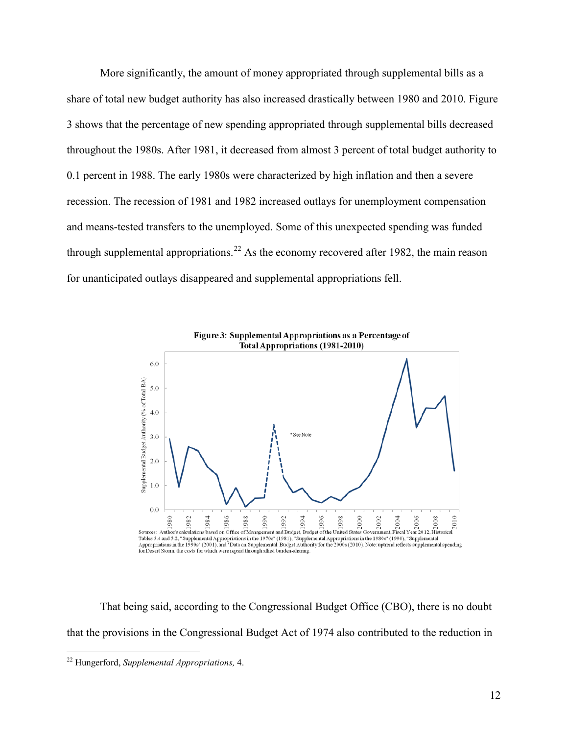More significantly, the amount of money appropriated through supplemental bills as a share of total new budget authority has also increased drastically between 1980 and 2010. Figure 3 shows that the percentage of new spending appropriated through supplemental bills decreased throughout the 1980s. After 1981, it decreased from almost 3 percent of total budget authority to 0.1 percent in 1988. The early 1980s were characterized by high inflation and then a severe recession. The recession of 1981 and 1982 increased outlays for unemployment compensation and means-tested transfers to the unemployed. Some of this unexpected spending was funded through supplemental appropriations.[22] As the economy recovered after 1982, the main reason for unanticipated outlays disappeared and supplemental appropriations fell.

**Figure 3: Supplemental Appropriations as a Percentage of Total Appropriations (1981-2010)**

Sources: Author's calculations based on Office of Management and Budget, Budget of the United States Government, Fiscal Year 2012, Historical Tables 5.4 and 5.2, "Supplemental Appropriations in the 1970s" (1981), "Supplemental Appropriations in the 1980s" (1990), "Supplemental Appropriations in the 1990s" (2001), and "Data on Supplemental Budget Authority for the 2000s (2010). Note: uptrend reflects supplemental spending for Desert Storm, the costs for which were repaid through allied burden-sharing.

That being said, according to the Congressional Budget Office (CBO), there is no doubt that the provisions in the Congressional Budget Act of 1974 also contributed to the reduction in

[22] Hungerford, *Supplemental Appropriations,* 4.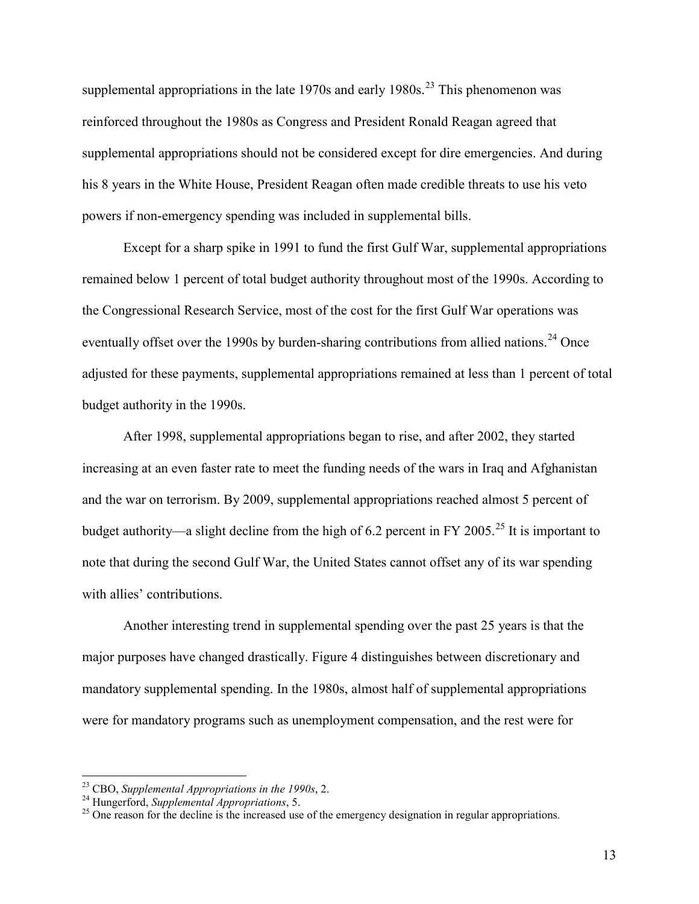supplemental appropriations in the late 1970s and early 1980s.[23] This phenomenon was reinforced throughout the 1980s as Congress and President Ronald Reagan agreed that supplemental appropriations should not be considered except for dire emergencies. And during his 8 years in the White House, President Reagan often made credible threats to use his veto powers if non-emergency spending was included in supplemental bills.

Except for a sharp spike in 1991 to fund the first Gulf War, supplemental appropriations remained below 1 percent of total budget authority throughout most of the 1990s. According to the Congressional Research Service, most of the cost for the first Gulf War operations was eventually offset over the 1990s by burden-sharing contributions from allied nations.[24] Once adjusted for these payments, supplemental appropriations remained at less than 1 percent of total budget authority in the 1990s.

After 1998, supplemental appropriations began to rise, and after 2002, they started increasing at an even faster rate to meet the funding needs of the wars in Iraq and Afghanistan and the war on terrorism. By 2009, supplemental appropriations reached almost 5 percent of budget authority—a slight decline from the high of 6.2 percent in FY 2005.[25] It is important to note that during the second Gulf War, the United States cannot offset any of its war spending with allies' contributions.

Another interesting trend in supplemental spending over the past 25 years is that the major purposes have changed drastically. Figure 4 distinguishes between discretionary and mandatory supplemental spending. In the 1980s, almost half of supplemental appropriations were for mandatory programs such as unemployment compensation, and the rest were for

---

[23] CBO, *Supplemental Appropriations in the 1990s*, 2.

[24] Hungerford, *Supplemental Appropriations*, 5.

[25] One reason for the decline is the increased use of the emergency designation in regular appropriations.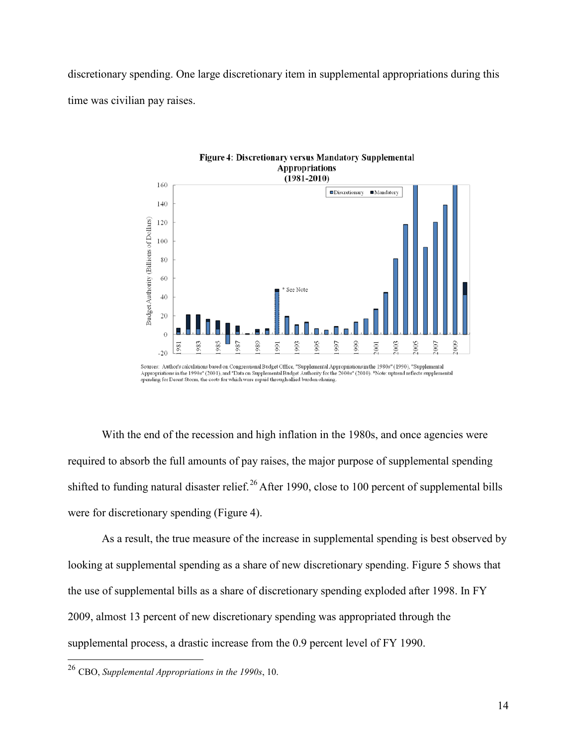discretionary spending. One large discretionary item in supplemental appropriations during this time was civilian pay raises.

**Figure 4: Discretionary versus Mandatory Supplemental Appropriations (1981-2010)**

Sources: Author's calculations based on Congressional Budget Office, "Supplemental Appropriations in the 1980s" (1990), "Supplemental Appropriations in the 1990s" (2001), and "Data on Supplemental Budget Authority for the 2000s" (2010). *Note: uptrend reflects supplemental spending for Desert Storm, the costs for which were repaid through allied burden-sharing.

With the end of the recession and high inflation in the 1980s, and once agencies were required to absorb the full amounts of pay raises, the major purpose of supplemental spending shifted to funding natural disaster relief.[26] After 1990, close to 100 percent of supplemental bills were for discretionary spending (Figure 4).

As a result, the true measure of the increase in supplemental spending is best observed by looking at supplemental spending as a share of new discretionary spending. Figure 5 shows that the use of supplemental bills as a share of discretionary spending exploded after 1998. In FY 2009, almost 13 percent of new discretionary spending was appropriated through the supplemental process, a drastic increase from the 0.9 percent level of FY 1990.

---

[26] CBO, *Supplemental Appropriations in the 1990s*, 10.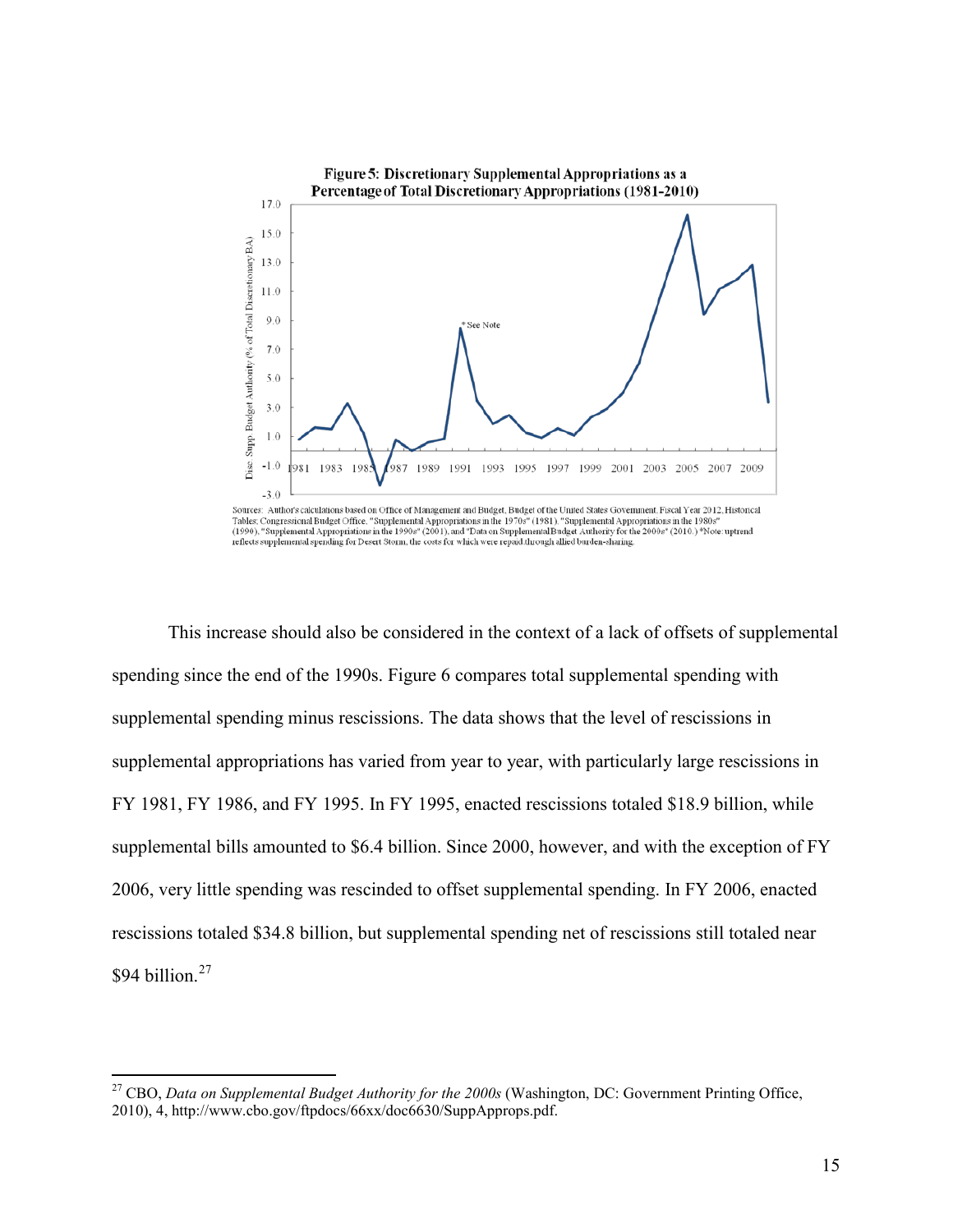**Figure 5: Discretionary Supplemental Appropriations as a Percentage of Total Discretionary Appropriations (1981-2010)**

Sources: Author's calculations based on Office of Management and Budget, Budget of the United States Government, Fiscal Year 2012, Historical Tables; Congressional Budget Office, "Supplemental Appropriations in the 1970s" (1981), "Supplemental Appropriations in the 1980s" (1990), "Supplemental Appropriations in the 1990s" (2001), and "Data on Supplemental Budget Authority for the 2000s" (2010.) *Note: uptrend reflects supplemental spending for Desert Storm, the costs for which were repaid through allied burden-sharing.

This increase should also be considered in the context of a lack of offsets of supplemental spending since the end of the 1990s. Figure 6 compares total supplemental spending with supplemental spending minus rescissions. The data shows that the level of rescissions in supplemental appropriations has varied from year to year, with particularly large rescissions in FY 1981, FY 1986, and FY 1995. In FY 1995, enacted rescissions totaled $18.9 billion, while supplemental bills amounted to $6.4 billion. Since 2000, however, and with the exception of FY 2006, very little spending was rescinded to offset supplemental spending. In FY 2006, enacted rescissions totaled $34.8 billion, but supplemental spending net of rescissions still totaled near $94 billion.[27]

---

[27] CBO, *Data on Supplemental Budget Authority for the 2000s* (Washington, DC: Government Printing Office, 2010), 4, http://www.cbo.gov/ftpdocs/66xx/doc6630/SuppApprops.pdf.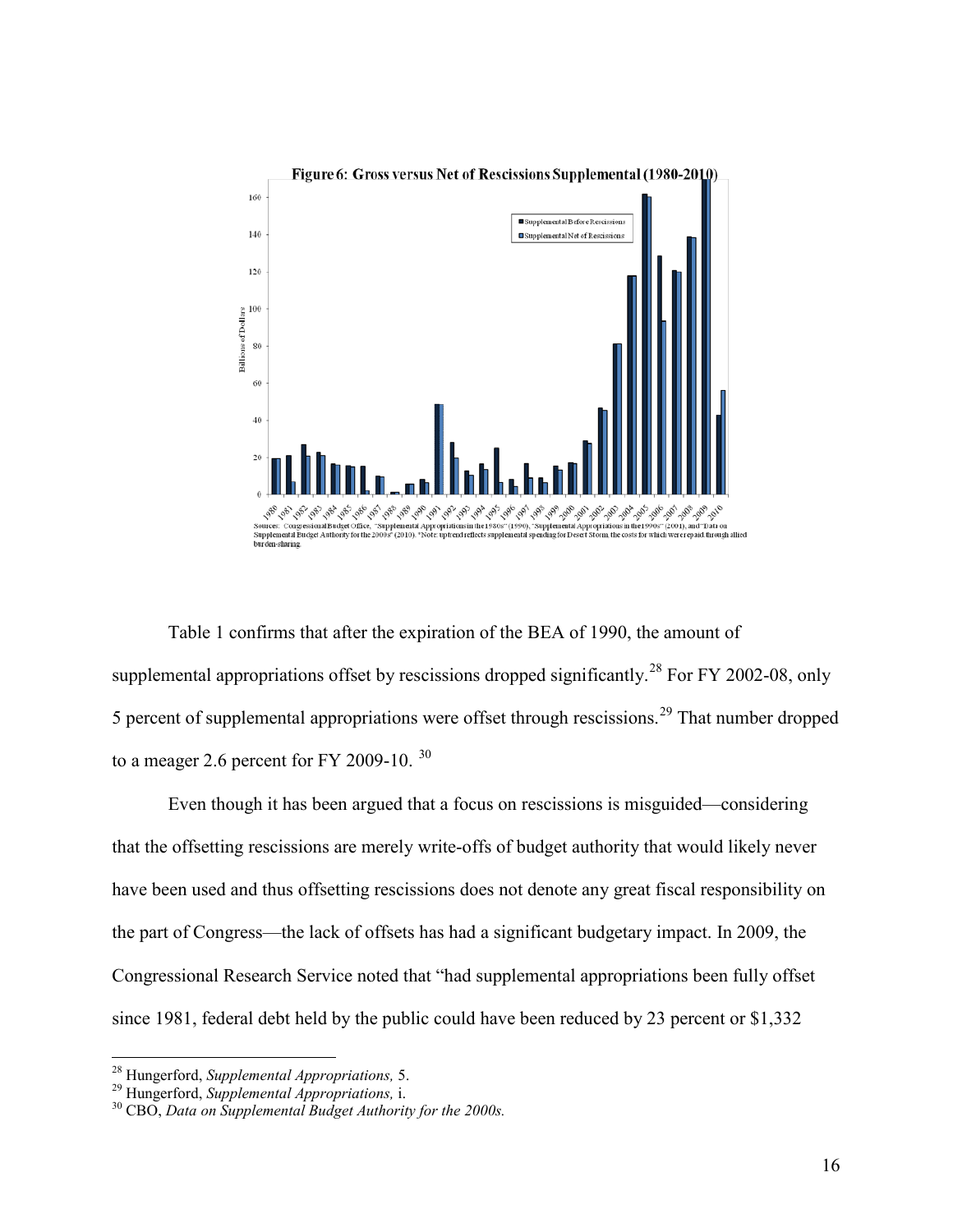**Figure 6: Gross versus Net of Rescissions Supplemental (1980-2010)**

Sources: Congressional Budget Office, "Supplemental Appropriations in the 1980s" (1990), "Supplemental Appropriations in the 1990s" (2001), and "Data on Supplemental Budget Authority for the 2000s" (2010). *Note: uptrend reflects supplemental spending for Desert Storm, the costs for which were repaid through allied burden-sharing.

Table 1 confirms that after the expiration of the BEA of 1990, the amount of supplemental appropriations offset by rescissions dropped significantly.[28] For FY 2002-08, only 5 percent of supplemental appropriations were offset through rescissions.[29] That number dropped to a meager 2.6 percent for FY 2009-10.[30]

Even though it has been argued that a focus on rescissions is misguided—considering that the offsetting rescissions are merely write-offs of budget authority that would likely never have been used and thus offsetting rescissions does not denote any great fiscal responsibility on the part of Congress—the lack of offsets has had a significant budgetary impact. In 2009, the Congressional Research Service noted that "had supplemental appropriations been fully offset since 1981, federal debt held by the public could have been reduced by 23 percent or $1,332

---

[28] Hungerford, *Supplemental Appropriations,* 5.

[29] Hungerford, *Supplemental Appropriations,* i.

[30] CBO, *Data on Supplemental Budget Authority for the 2000s.*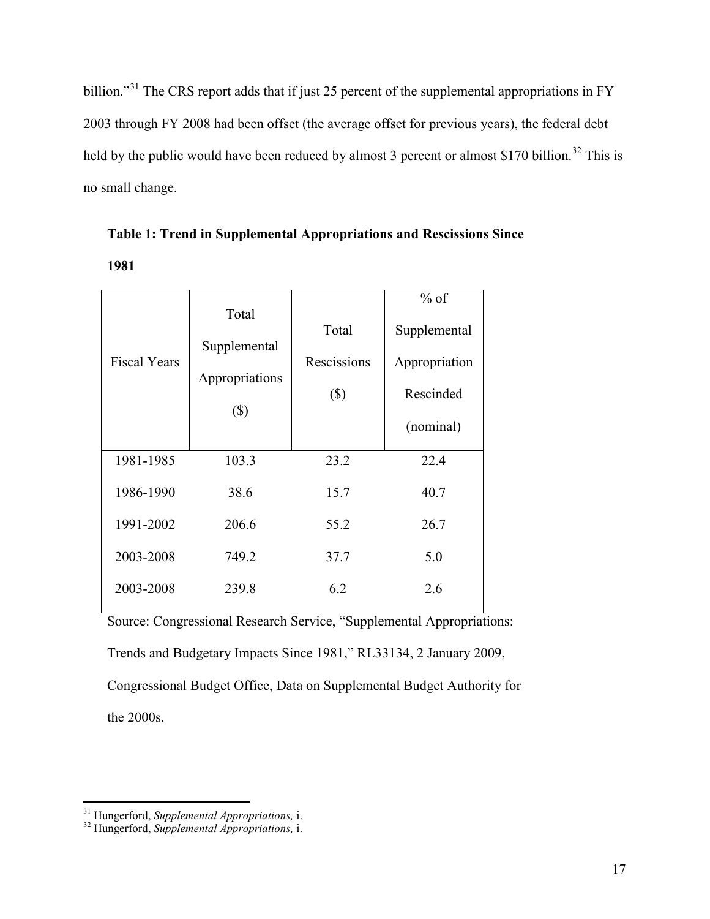billion."[31] The CRS report adds that if just 25 percent of the supplemental appropriations in FY 2003 through FY 2008 had been offset (the average offset for previous years), the federal debt held by the public would have been reduced by almost 3 percent or almost $170 billion.[32] This is no small change.

**Table 1: Trend in Supplemental Appropriations and Rescissions Since 1981**

| Fiscal Years | Total Supplemental Appropriations ($) | Total Rescissions ($) | % of Supplemental Appropriation Rescinded (nominal) |
|---|---|---|---|
| 1981-1985 | 103.3 | 23.2 | 22.4 |
| 1986-1990 | 38.6 | 15.7 | 40.7 |
| 1991-2002 | 206.6 | 55.2 | 26.7 |
| 2003-2008 | 749.2 | 37.7 | 5.0 |
| 2003-2008 | 239.8 | 6.2 | 2.6 |

Source: Congressional Research Service, "Supplemental Appropriations: Trends and Budgetary Impacts Since 1981," RL33134, 2 January 2009, Congressional Budget Office, Data on Supplemental Budget Authority for the 2000s.

---

[31] Hungerford, *Supplemental Appropriations,* i.

[32] Hungerford, *Supplemental Appropriations,* i.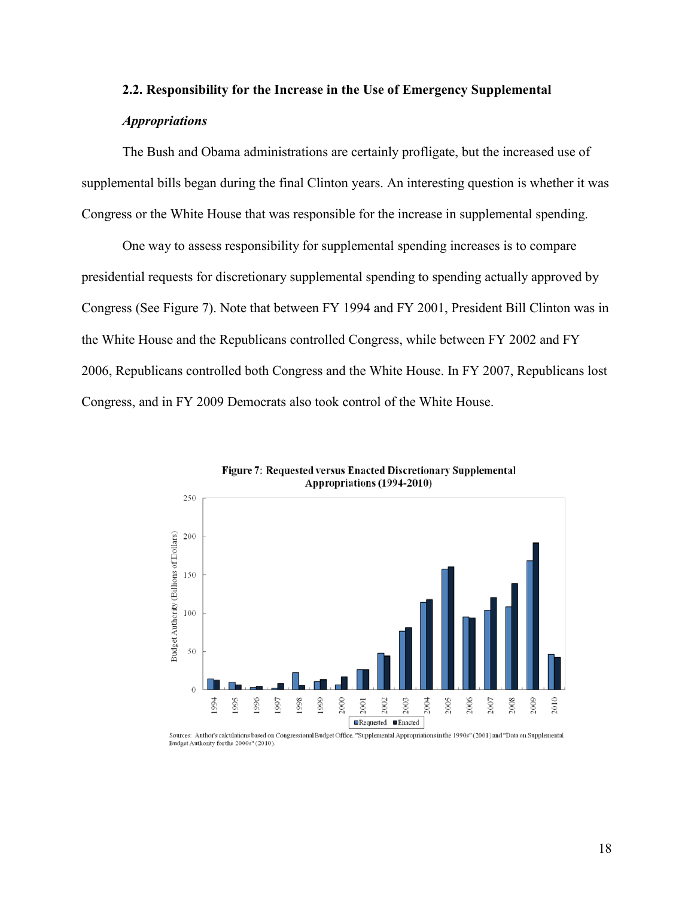### 2.2. Responsibility for the Increase in the Use of Emergency Supplemental *Appropriations*

The Bush and Obama administrations are certainly profligate, but the increased use of supplemental bills began during the final Clinton years. An interesting question is whether it was Congress or the White House that was responsible for the increase in supplemental spending.

One way to assess responsibility for supplemental spending increases is to compare presidential requests for discretionary supplemental spending to spending actually approved by Congress (See Figure 7). Note that between FY 1994 and FY 2001, President Bill Clinton was in the White House and the Republicans controlled Congress, while between FY 2002 and FY 2006, Republicans controlled both Congress and the White House. In FY 2007, Republicans lost Congress, and in FY 2009 Democrats also took control of the White House.

**Figure 7: Requested versus Enacted Discretionary Supplemental Appropriations (1994-2010)**

Sources: Author's calculations based on Congressional Budget Office. "Supplemental Appropriations in the 1990s" (2001) and "Data on Supplemental Budget Authority for the 2000s" (2010).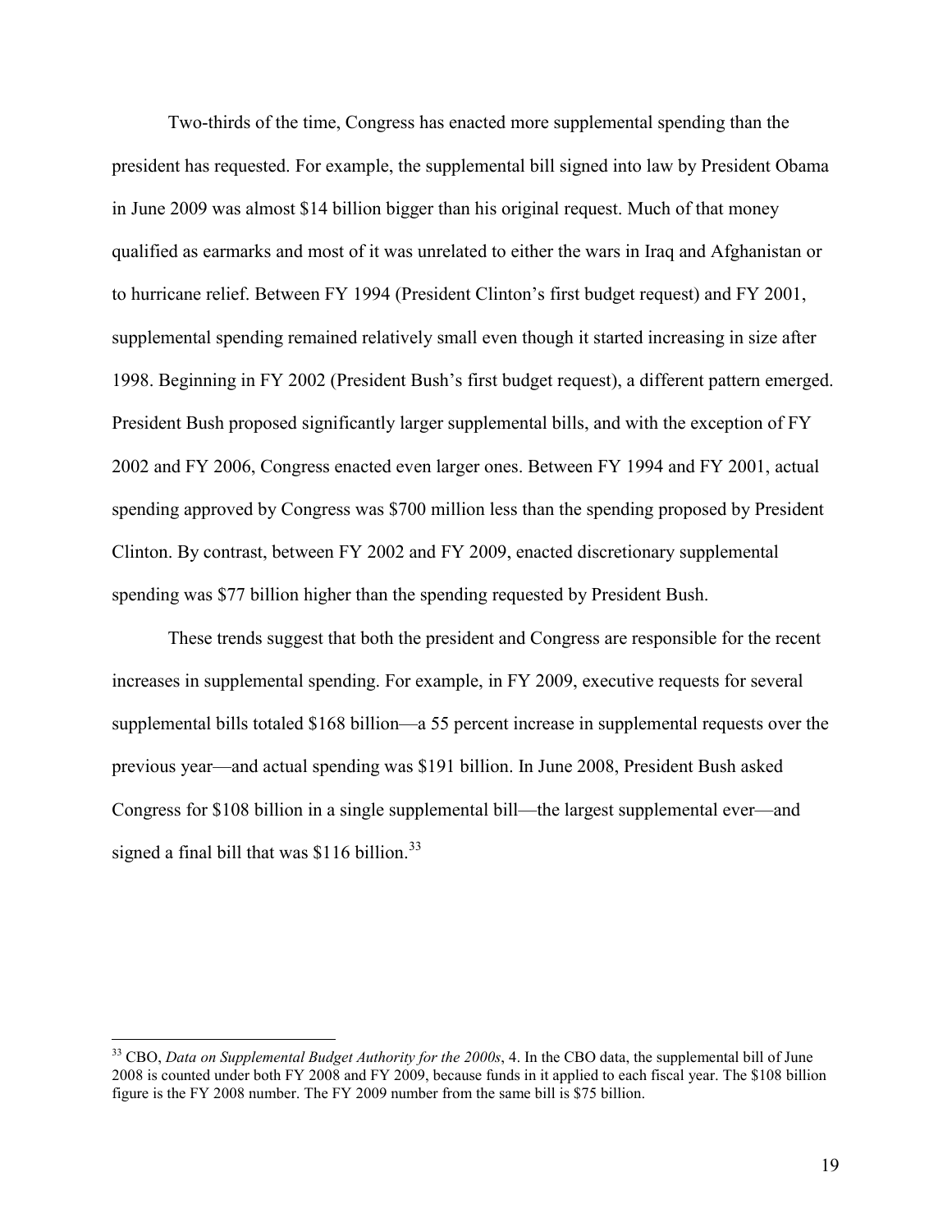Two-thirds of the time, Congress has enacted more supplemental spending than the president has requested. For example, the supplemental bill signed into law by President Obama in June 2009 was almost $14 billion bigger than his original request. Much of that money qualified as earmarks and most of it was unrelated to either the wars in Iraq and Afghanistan or to hurricane relief. Between FY 1994 (President Clinton's first budget request) and FY 2001, supplemental spending remained relatively small even though it started increasing in size after 1998. Beginning in FY 2002 (President Bush's first budget request), a different pattern emerged. President Bush proposed significantly larger supplemental bills, and with the exception of FY 2002 and FY 2006, Congress enacted even larger ones. Between FY 1994 and FY 2001, actual spending approved by Congress was $700 million less than the spending proposed by President Clinton. By contrast, between FY 2002 and FY 2009, enacted discretionary supplemental spending was $77 billion higher than the spending requested by President Bush.

These trends suggest that both the president and Congress are responsible for the recent increases in supplemental spending. For example, in FY 2009, executive requests for several supplemental bills totaled $168 billion—a 55 percent increase in supplemental requests over the previous year—and actual spending was $191 billion. In June 2008, President Bush asked Congress for $108 billion in a single supplemental bill—the largest supplemental ever—and signed a final bill that was $116 billion.[33]

---

[33] CBO, *Data on Supplemental Budget Authority for the 2000s*, 4. In the CBO data, the supplemental bill of June 2008 is counted under both FY 2008 and FY 2009, because funds in it applied to each fiscal year. The $108 billion figure is the FY 2008 number. The FY 2009 number from the same bill is $75 billion.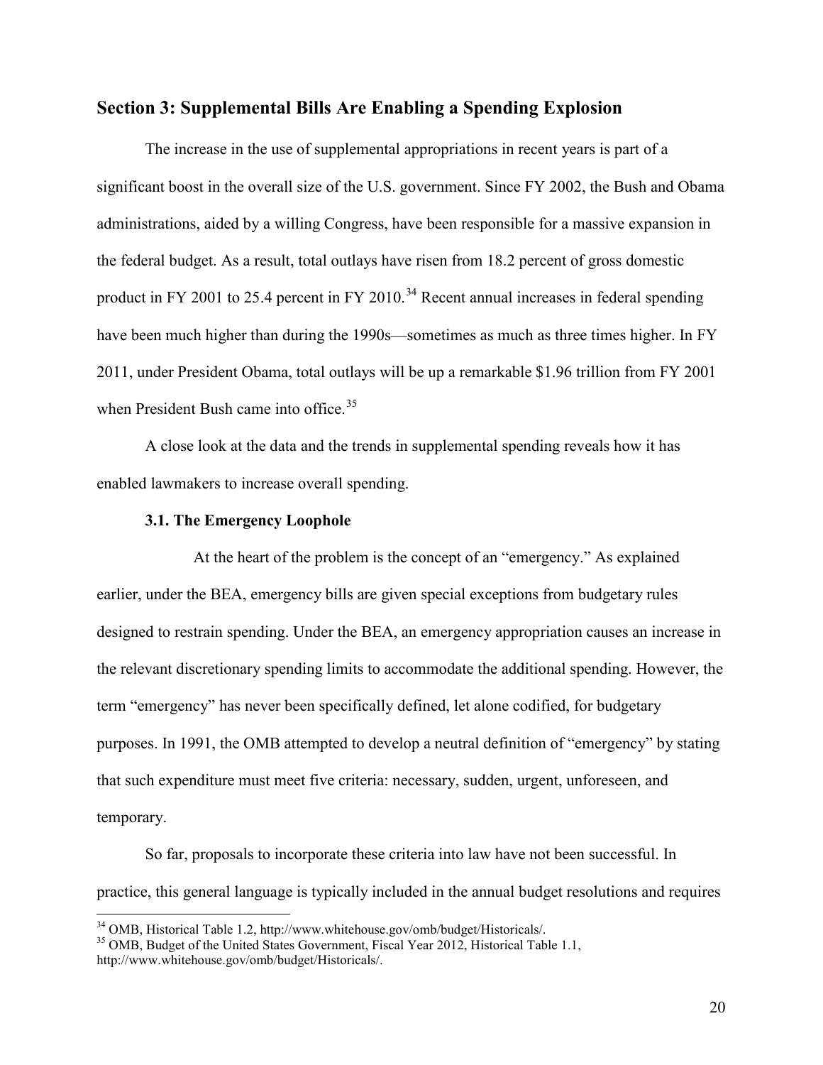## Section 3: Supplemental Bills Are Enabling a Spending Explosion

The increase in the use of supplemental appropriations in recent years is part of a significant boost in the overall size of the U.S. government. Since FY 2002, the Bush and Obama administrations, aided by a willing Congress, have been responsible for a massive expansion in the federal budget. As a result, total outlays have risen from 18.2 percent of gross domestic product in FY 2001 to 25.4 percent in FY 2010.[34] Recent annual increases in federal spending have been much higher than during the 1990s—sometimes as much as three times higher. In FY 2011, under President Obama, total outlays will be up a remarkable $1.96 trillion from FY 2001 when President Bush came into office.[35]

A close look at the data and the trends in supplemental spending reveals how it has enabled lawmakers to increase overall spending.

### 3.1. The Emergency Loophole

At the heart of the problem is the concept of an "emergency." As explained earlier, under the BEA, emergency bills are given special exceptions from budgetary rules designed to restrain spending. Under the BEA, an emergency appropriation causes an increase in the relevant discretionary spending limits to accommodate the additional spending. However, the term "emergency" has never been specifically defined, let alone codified, for budgetary purposes. In 1991, the OMB attempted to develop a neutral definition of "emergency" by stating that such expenditure must meet five criteria: necessary, sudden, urgent, unforeseen, and temporary.

So far, proposals to incorporate these criteria into law have not been successful. In practice, this general language is typically included in the annual budget resolutions and requires

[34] OMB, Historical Table 1.2, http://www.whitehouse.gov/omb/budget/Historicals/.

[35] OMB, Budget of the United States Government, Fiscal Year 2012, Historical Table 1.1, http://www.whitehouse.gov/omb/budget/Historicals/.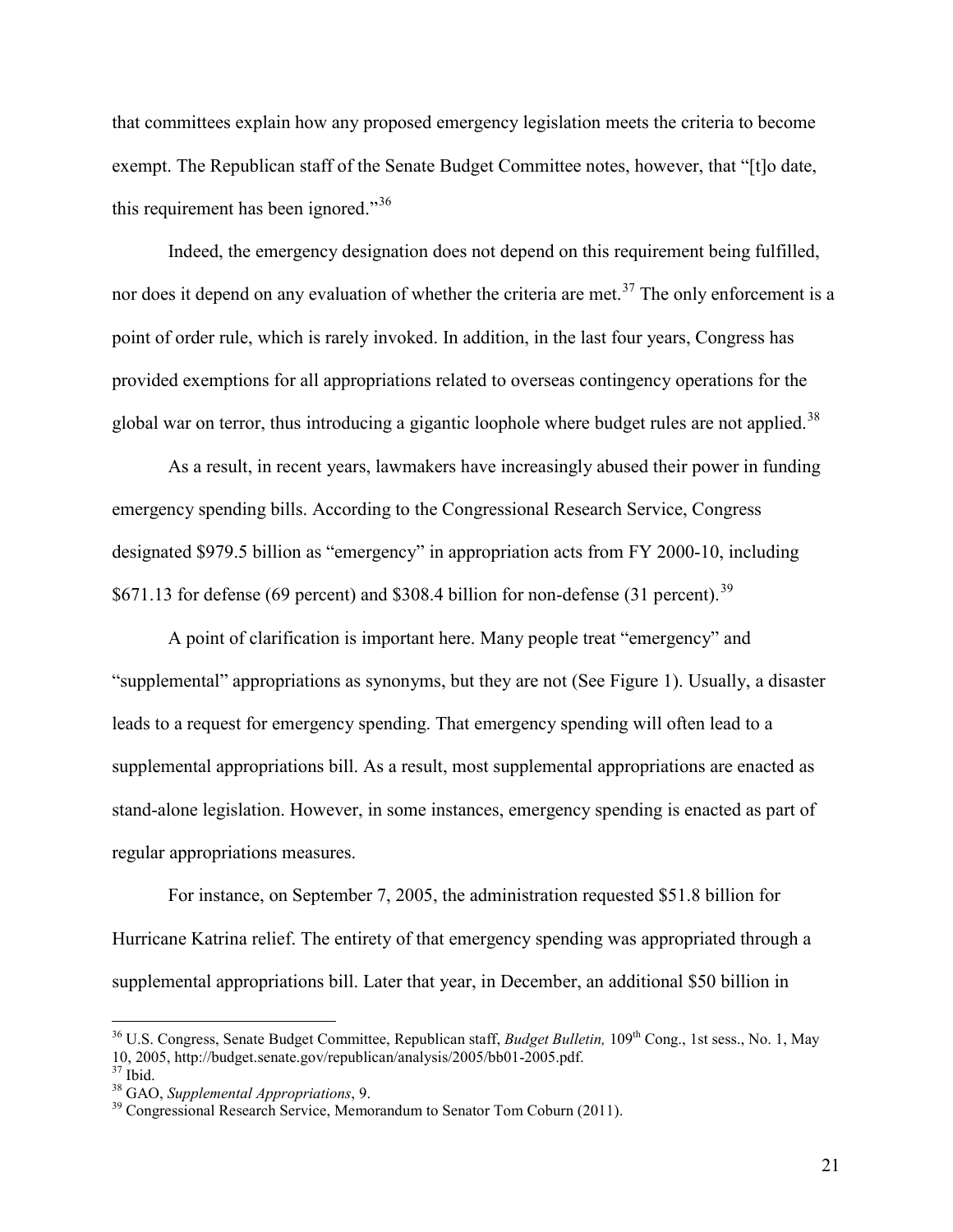that committees explain how any proposed emergency legislation meets the criteria to become exempt. The Republican staff of the Senate Budget Committee notes, however, that "[t]o date, this requirement has been ignored."[36]

Indeed, the emergency designation does not depend on this requirement being fulfilled, nor does it depend on any evaluation of whether the criteria are met.[37] The only enforcement is a point of order rule, which is rarely invoked. In addition, in the last four years, Congress has provided exemptions for all appropriations related to overseas contingency operations for the global war on terror, thus introducing a gigantic loophole where budget rules are not applied.[38]

As a result, in recent years, lawmakers have increasingly abused their power in funding emergency spending bills. According to the Congressional Research Service, Congress designated $979.5 billion as "emergency" in appropriation acts from FY 2000-10, including $671.13 for defense (69 percent) and $308.4 billion for non-defense (31 percent).[39]

A point of clarification is important here. Many people treat "emergency" and "supplemental" appropriations as synonyms, but they are not (See Figure 1). Usually, a disaster leads to a request for emergency spending. That emergency spending will often lead to a supplemental appropriations bill. As a result, most supplemental appropriations are enacted as stand-alone legislation. However, in some instances, emergency spending is enacted as part of regular appropriations measures.

For instance, on September 7, 2005, the administration requested $51.8 billion for Hurricane Katrina relief. The entirety of that emergency spending was appropriated through a supplemental appropriations bill. Later that year, in December, an additional $50 billion in

---

[36] U.S. Congress, Senate Budget Committee, Republican staff, *Budget Bulletin,* 109th Cong., 1st sess., No. 1, May 10, 2005, http://budget.senate.gov/republican/analysis/2005/bb01-2005.pdf.

[37] Ibid.

[38] GAO, *Supplemental Appropriations*, 9.

[39] Congressional Research Service, Memorandum to Senator Tom Coburn (2011).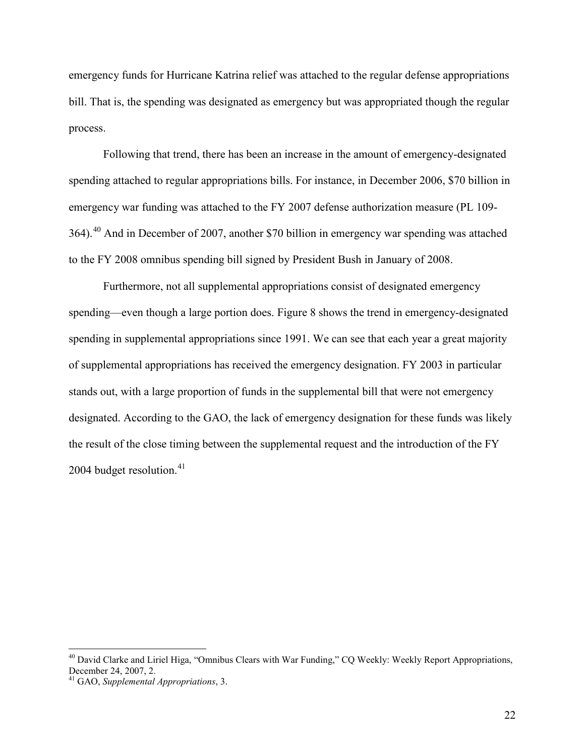emergency funds for Hurricane Katrina relief was attached to the regular defense appropriations bill. That is, the spending was designated as emergency but was appropriated though the regular process.

Following that trend, there has been an increase in the amount of emergency-designated spending attached to regular appropriations bills. For instance, in December 2006, $70 billion in emergency war funding was attached to the FY 2007 defense authorization measure (PL 109-364).[40] And in December of 2007, another $70 billion in emergency war spending was attached to the FY 2008 omnibus spending bill signed by President Bush in January of 2008.

Furthermore, not all supplemental appropriations consist of designated emergency spending—even though a large portion does. Figure 8 shows the trend in emergency-designated spending in supplemental appropriations since 1991. We can see that each year a great majority of supplemental appropriations has received the emergency designation. FY 2003 in particular stands out, with a large proportion of funds in the supplemental bill that were not emergency designated. According to the GAO, the lack of emergency designation for these funds was likely the result of the close timing between the supplemental request and the introduction of the FY 2004 budget resolution.[41]

---

[40] David Clarke and Liriel Higa, "Omnibus Clears with War Funding," CQ Weekly: Weekly Report Appropriations, December 24, 2007, 2.

[41] GAO, *Supplemental Appropriations*, 3.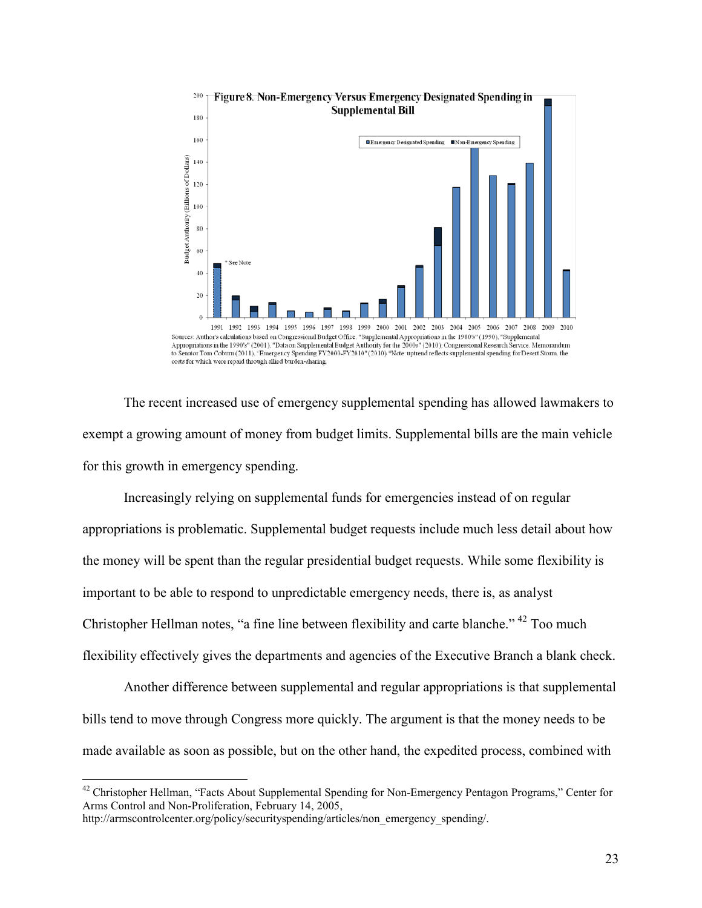**Figure 8. Non-Emergency Versus Emergency Designated Spending in Supplemental Bill**

Sources: Author's calculations based on Congressional Budget Office. "Supplemental Appropriations in the 1980's" (1990), "Supplemental Appropriations in the 1990's" (2001), "Data on Supplemental Budget Authority for the 2000s" (2010); Congressional Research Service. Memorandum to Senator Tom Coburn (2011), "Emergency Spending FY2000-FY2010" (2010) *Note: uptrend reflects supplemental spending for Desert Storm, the costs for which were repaid through allied burden-sharing.

The recent increased use of emergency supplemental spending has allowed lawmakers to exempt a growing amount of money from budget limits. Supplemental bills are the main vehicle for this growth in emergency spending.

Increasingly relying on supplemental funds for emergencies instead of on regular appropriations is problematic. Supplemental budget requests include much less detail about how the money will be spent than the regular presidential budget requests. While some flexibility is important to be able to respond to unpredictable emergency needs, there is, as analyst Christopher Hellman notes, "a fine line between flexibility and carte blanche."[42] Too much flexibility effectively gives the departments and agencies of the Executive Branch a blank check.

Another difference between supplemental and regular appropriations is that supplemental bills tend to move through Congress more quickly. The argument is that the money needs to be made available as soon as possible, but on the other hand, the expedited process, combined with

[42] Christopher Hellman, "Facts About Supplemental Spending for Non-Emergency Pentagon Programs," Center for Arms Control and Non-Proliferation, February 14, 2005, http://armscontrolcenter.org/policy/securityspending/articles/non_emergency_spending/.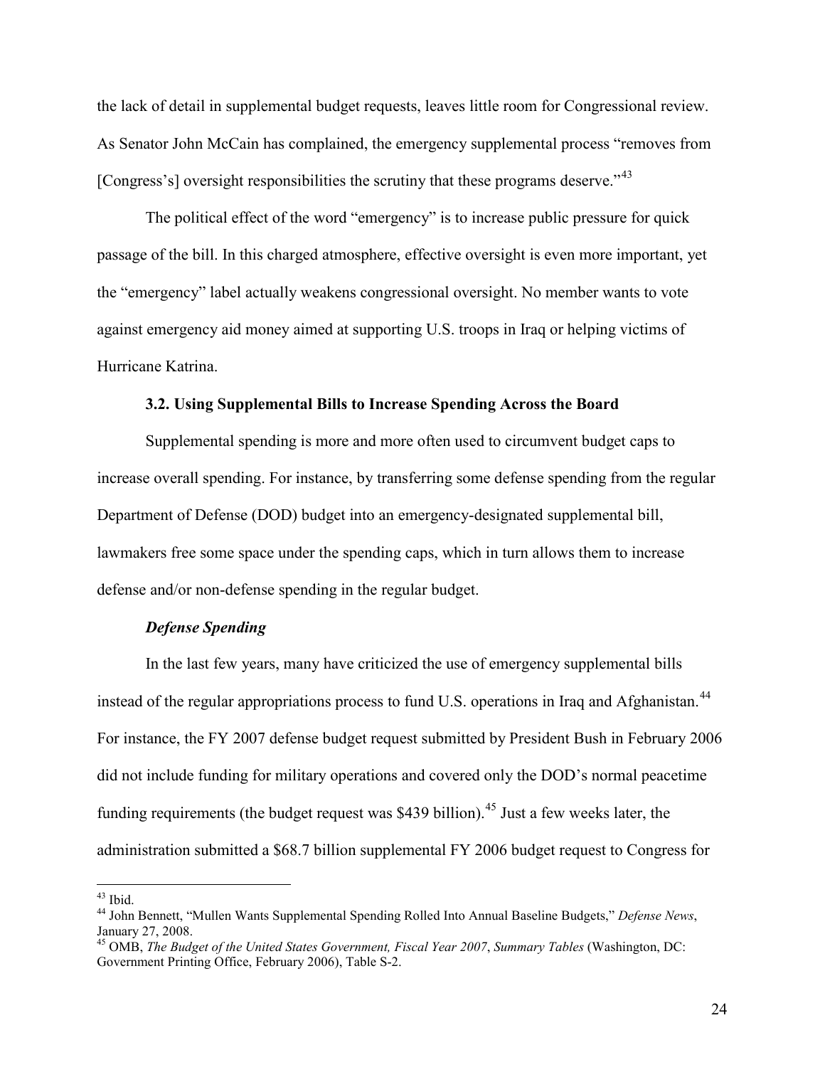the lack of detail in supplemental budget requests, leaves little room for Congressional review. As Senator John McCain has complained, the emergency supplemental process "removes from [Congress's] oversight responsibilities the scrutiny that these programs deserve."[43]

The political effect of the word "emergency" is to increase public pressure for quick passage of the bill. In this charged atmosphere, effective oversight is even more important, yet the "emergency" label actually weakens congressional oversight. No member wants to vote against emergency aid money aimed at supporting U.S. troops in Iraq or helping victims of Hurricane Katrina.

### 3.2. Using Supplemental Bills to Increase Spending Across the Board

Supplemental spending is more and more often used to circumvent budget caps to increase overall spending. For instance, by transferring some defense spending from the regular Department of Defense (DOD) budget into an emergency-designated supplemental bill, lawmakers free some space under the spending caps, which in turn allows them to increase defense and/or non-defense spending in the regular budget.

#### *Defense Spending*

In the last few years, many have criticized the use of emergency supplemental bills instead of the regular appropriations process to fund U.S. operations in Iraq and Afghanistan.[44] For instance, the FY 2007 defense budget request submitted by President Bush in February 2006 did not include funding for military operations and covered only the DOD's normal peacetime funding requirements (the budget request was $439 billion).[45] Just a few weeks later, the administration submitted a $68.7 billion supplemental FY 2006 budget request to Congress for

---

[43] Ibid.

[44] John Bennett, "Mullen Wants Supplemental Spending Rolled Into Annual Baseline Budgets," *Defense News*, January 27, 2008.

[45] OMB, *The Budget of the United States Government, Fiscal Year 2007*, *Summary Tables* (Washington, DC: Government Printing Office, February 2006), Table S-2.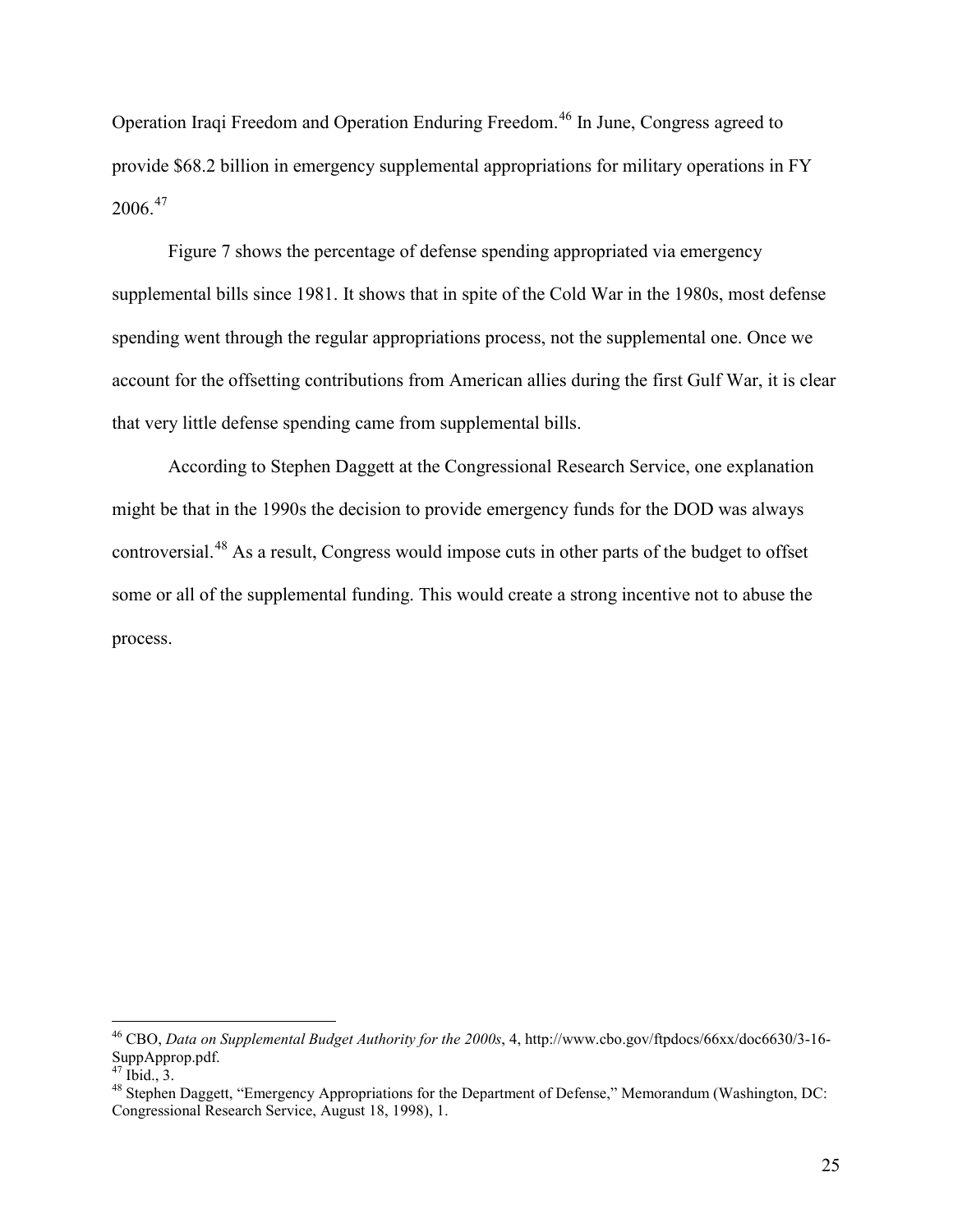Operation Iraqi Freedom and Operation Enduring Freedom.[46] In June, Congress agreed to provide $68.2 billion in emergency supplemental appropriations for military operations in FY 2006.[47]

Figure 7 shows the percentage of defense spending appropriated via emergency supplemental bills since 1981. It shows that in spite of the Cold War in the 1980s, most defense spending went through the regular appropriations process, not the supplemental one. Once we account for the offsetting contributions from American allies during the first Gulf War, it is clear that very little defense spending came from supplemental bills.

According to Stephen Daggett at the Congressional Research Service, one explanation might be that in the 1990s the decision to provide emergency funds for the DOD was always controversial.[48] As a result, Congress would impose cuts in other parts of the budget to offset some or all of the supplemental funding. This would create a strong incentive not to abuse the process.

---

[46] CBO, *Data on Supplemental Budget Authority for the 2000s*, 4, http://www.cbo.gov/ftpdocs/66xx/doc6630/3-16-SuppApprop.pdf.

[47] Ibid., 3.

[48] Stephen Daggett, "Emergency Appropriations for the Department of Defense," Memorandum (Washington, DC: Congressional Research Service, August 18, 1998), 1.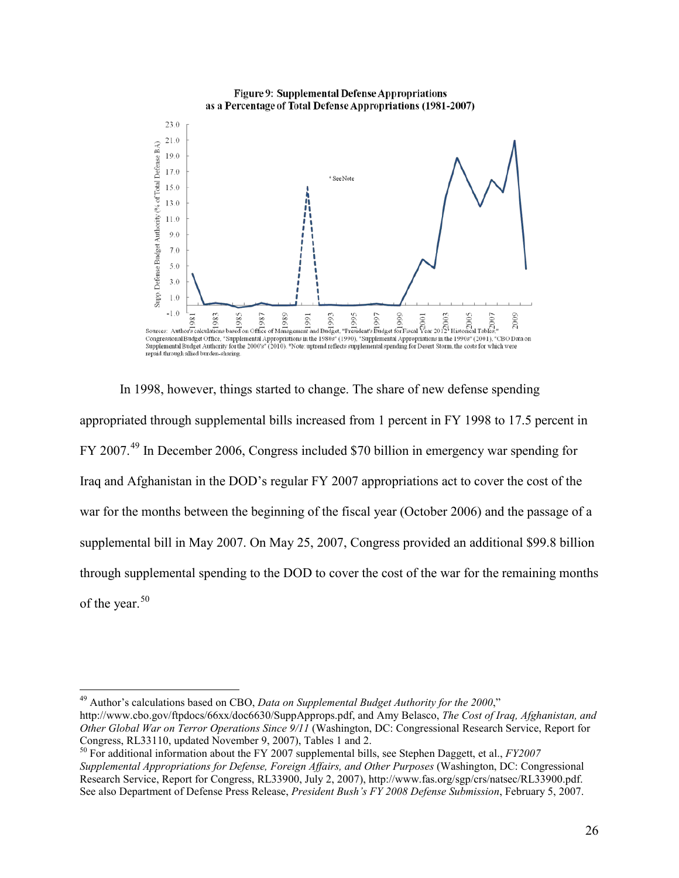**Figure 9: Supplemental Defense Appropriations as a Percentage of Total Defense Appropriations (1981-2007)**

Sources: Author's calculations based on Office of Management and Budget, "President's Budget for Fiscal Year 2012 Historical Tables," Congressional Budget Office, "Supplemental Appropriations in the 1980s" (1990), "Supplemental Appropriations in the 1990s" (2001), "CBO Data on Supplemental Budget Authority for the 2000's" (2010). *Note: uptrend reflects supplemental spending for Desert Storm, the costs for which were repaid through allied burden-sharing.

In 1998, however, things started to change. The share of new defense spending appropriated through supplemental bills increased from 1 percent in FY 1998 to 17.5 percent in FY 2007.[49] In December 2006, Congress included $70 billion in emergency war spending for Iraq and Afghanistan in the DOD's regular FY 2007 appropriations act to cover the cost of the war for the months between the beginning of the fiscal year (October 2006) and the passage of a supplemental bill in May 2007. On May 25, 2007, Congress provided an additional $99.8 billion through supplemental spending to the DOD to cover the cost of the war for the remaining months of the year.[50]

---

[49] Author's calculations based on CBO, *Data on Supplemental Budget Authority for the 2000*," http://www.cbo.gov/ftpdocs/66xx/doc6630/SuppApprops.pdf, and Amy Belasco, *The Cost of Iraq, Afghanistan, and Other Global War on Terror Operations Since 9/11* (Washington, DC: Congressional Research Service, Report for Congress, RL33110, updated November 9, 2007), Tables 1 and 2.

[50] For additional information about the FY 2007 supplemental bills, see Stephen Daggett, et al., *FY2007 Supplemental Appropriations for Defense, Foreign Affairs, and Other Purposes* (Washington, DC: Congressional Research Service, Report for Congress, RL33900, July 2, 2007), http://www.fas.org/sgp/crs/natsec/RL33900.pdf. See also Department of Defense Press Release, *President Bush's FY 2008 Defense Submission*, February 5, 2007.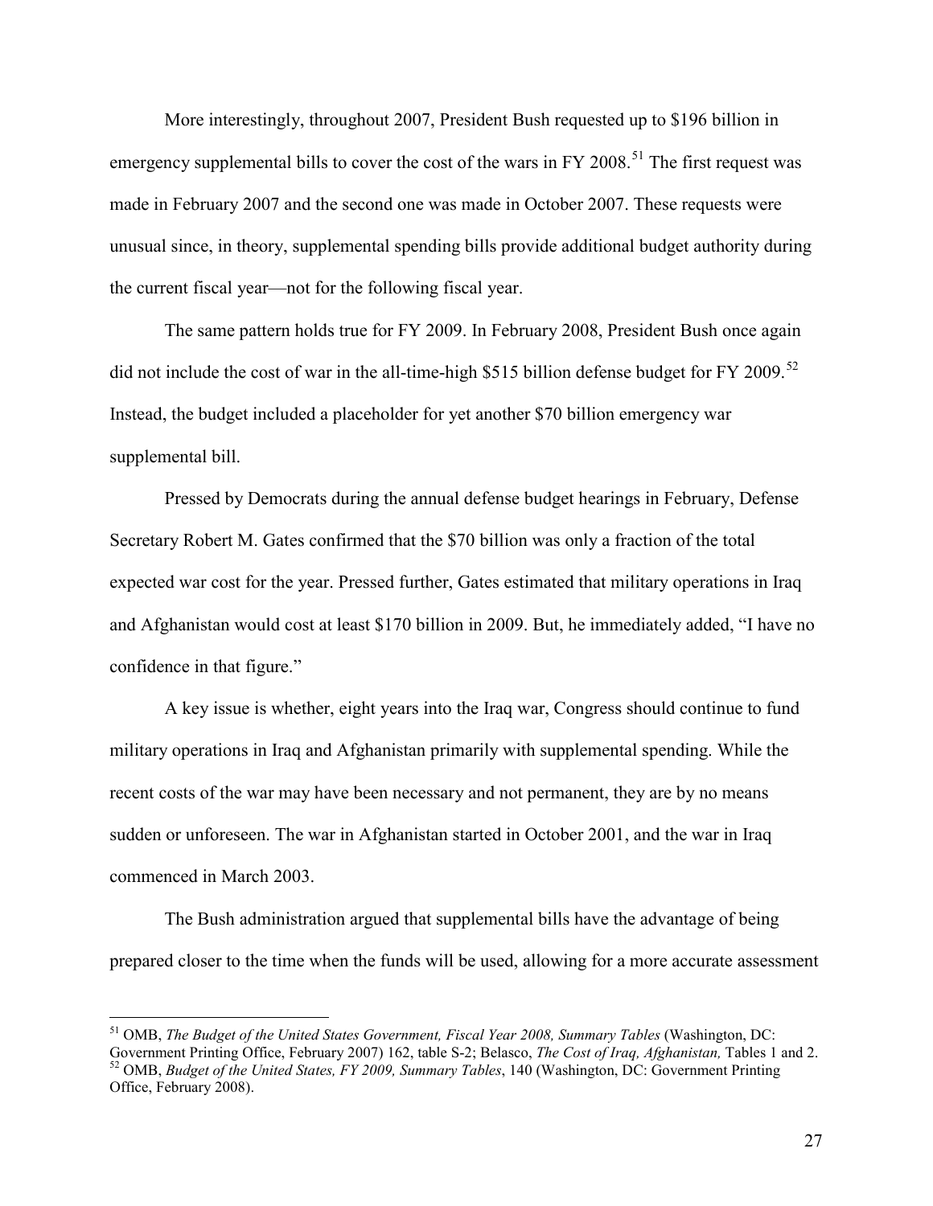More interestingly, throughout 2007, President Bush requested up to $196 billion in emergency supplemental bills to cover the cost of the wars in FY 2008.[51] The first request was made in February 2007 and the second one was made in October 2007. These requests were unusual since, in theory, supplemental spending bills provide additional budget authority during the current fiscal year—not for the following fiscal year.

The same pattern holds true for FY 2009. In February 2008, President Bush once again did not include the cost of war in the all-time-high $515 billion defense budget for FY 2009.[52] Instead, the budget included a placeholder for yet another $70 billion emergency war supplemental bill.

Pressed by Democrats during the annual defense budget hearings in February, Defense Secretary Robert M. Gates confirmed that the $70 billion was only a fraction of the total expected war cost for the year. Pressed further, Gates estimated that military operations in Iraq and Afghanistan would cost at least $170 billion in 2009. But, he immediately added, "I have no confidence in that figure."

A key issue is whether, eight years into the Iraq war, Congress should continue to fund military operations in Iraq and Afghanistan primarily with supplemental spending. While the recent costs of the war may have been necessary and not permanent, they are by no means sudden or unforeseen. The war in Afghanistan started in October 2001, and the war in Iraq commenced in March 2003.

The Bush administration argued that supplemental bills have the advantage of being prepared closer to the time when the funds will be used, allowing for a more accurate assessment

---

[51] OMB, *The Budget of the United States Government, Fiscal Year 2008, Summary Tables* (Washington, DC: Government Printing Office, February 2007) 162, table S-2; Belasco, *The Cost of Iraq, Afghanistan,* Tables 1 and 2.

[52] OMB, *Budget of the United States, FY 2009, Summary Tables*, 140 (Washington, DC: Government Printing Office, February 2008).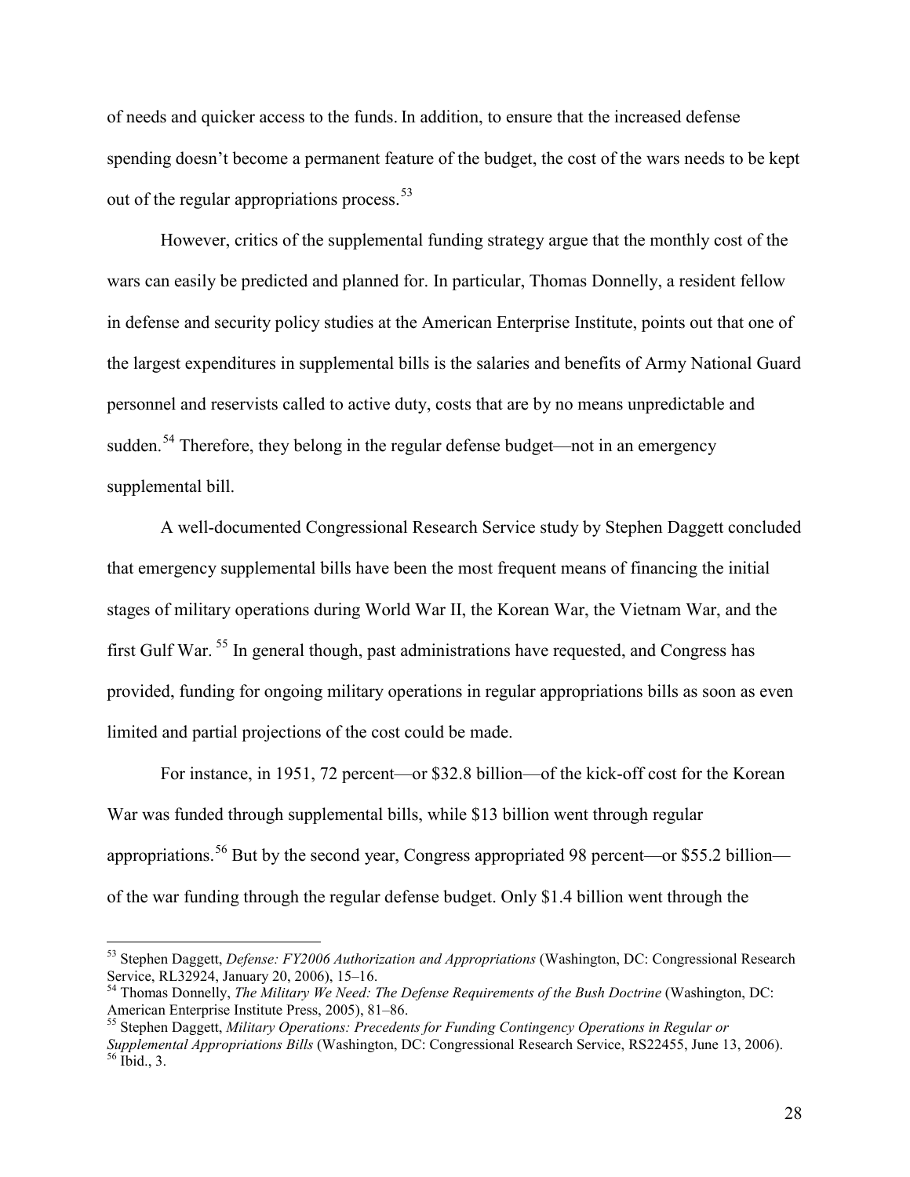of needs and quicker access to the funds. In addition, to ensure that the increased defense spending doesn't become a permanent feature of the budget, the cost of the wars needs to be kept out of the regular appropriations process.[53]

However, critics of the supplemental funding strategy argue that the monthly cost of the wars can easily be predicted and planned for. In particular, Thomas Donnelly, a resident fellow in defense and security policy studies at the American Enterprise Institute, points out that one of the largest expenditures in supplemental bills is the salaries and benefits of Army National Guard personnel and reservists called to active duty, costs that are by no means unpredictable and sudden.[54] Therefore, they belong in the regular defense budget—not in an emergency supplemental bill.

A well-documented Congressional Research Service study by Stephen Daggett concluded that emergency supplemental bills have been the most frequent means of financing the initial stages of military operations during World War II, the Korean War, the Vietnam War, and the first Gulf War.[55] In general though, past administrations have requested, and Congress has provided, funding for ongoing military operations in regular appropriations bills as soon as even limited and partial projections of the cost could be made.

For instance, in 1951, 72 percent—or $32.8 billion—of the kick-off cost for the Korean War was funded through supplemental bills, while $13 billion went through regular appropriations.[56] But by the second year, Congress appropriated 98 percent—or $55.2 billion—of the war funding through the regular defense budget. Only $1.4 billion went through the

---

[53] Stephen Daggett, *Defense: FY2006 Authorization and Appropriations* (Washington, DC: Congressional Research Service, RL32924, January 20, 2006), 15–16.

[54] Thomas Donnelly, *The Military We Need: The Defense Requirements of the Bush Doctrine* (Washington, DC: American Enterprise Institute Press, 2005), 81–86.

[55] Stephen Daggett, *Military Operations: Precedents for Funding Contingency Operations in Regular or Supplemental Appropriations Bills* (Washington, DC: Congressional Research Service, RS22455, June 13, 2006).

[56] Ibid., 3.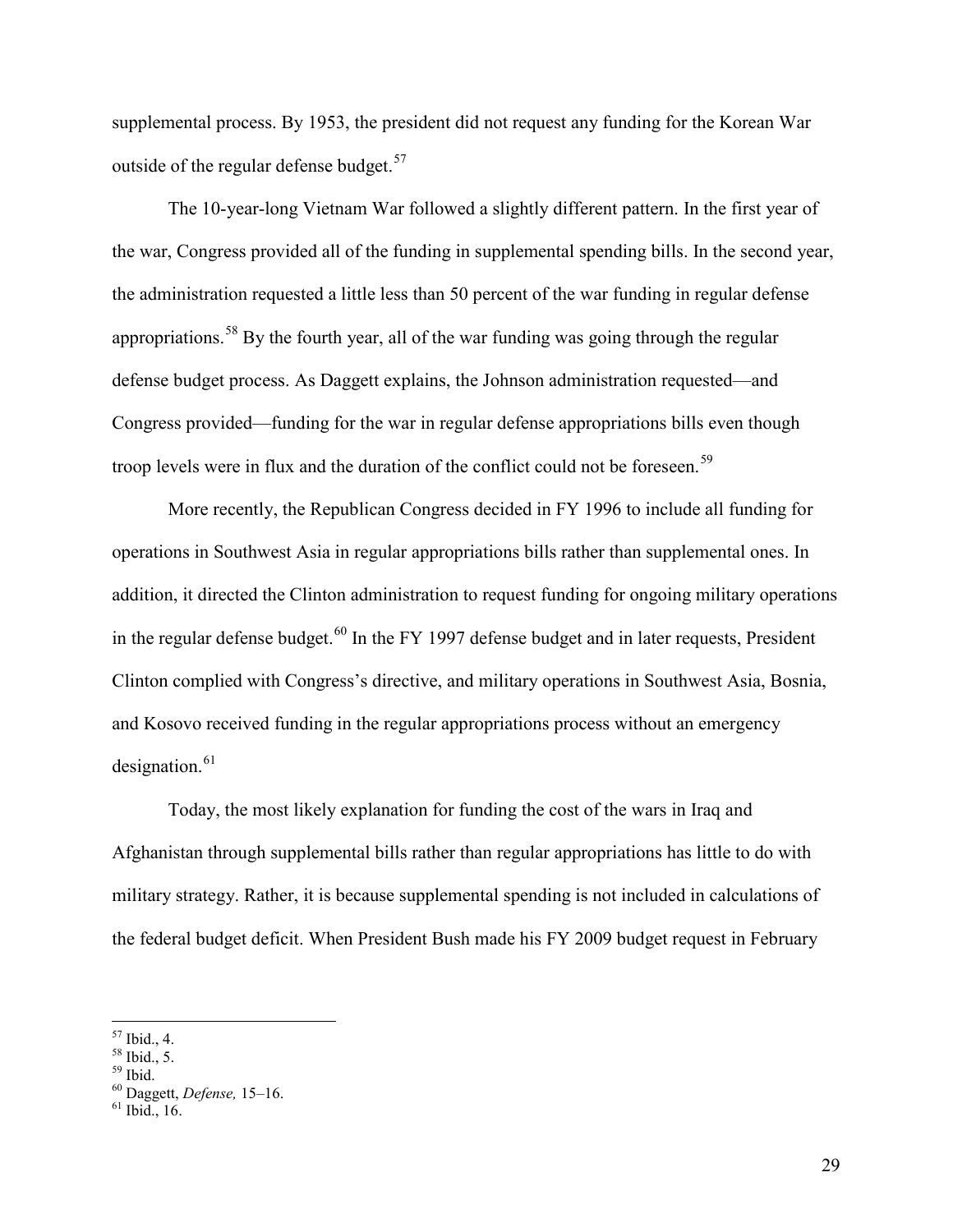supplemental process. By 1953, the president did not request any funding for the Korean War outside of the regular defense budget.[57]

The 10-year-long Vietnam War followed a slightly different pattern. In the first year of the war, Congress provided all of the funding in supplemental spending bills. In the second year, the administration requested a little less than 50 percent of the war funding in regular defense appropriations.[58] By the fourth year, all of the war funding was going through the regular defense budget process. As Daggett explains, the Johnson administration requested—and Congress provided—funding for the war in regular defense appropriations bills even though troop levels were in flux and the duration of the conflict could not be foreseen.[59]

More recently, the Republican Congress decided in FY 1996 to include all funding for operations in Southwest Asia in regular appropriations bills rather than supplemental ones. In addition, it directed the Clinton administration to request funding for ongoing military operations in the regular defense budget.[60] In the FY 1997 defense budget and in later requests, President Clinton complied with Congress's directive, and military operations in Southwest Asia, Bosnia, and Kosovo received funding in the regular appropriations process without an emergency designation.[61]

Today, the most likely explanation for funding the cost of the wars in Iraq and Afghanistan through supplemental bills rather than regular appropriations has little to do with military strategy. Rather, it is because supplemental spending is not included in calculations of the federal budget deficit. When President Bush made his FY 2009 budget request in February

---

[57] Ibid., 4.
[58] Ibid., 5.
[59] Ibid.
[60] Daggett, *Defense,* 15–16.
[61] Ibid., 16.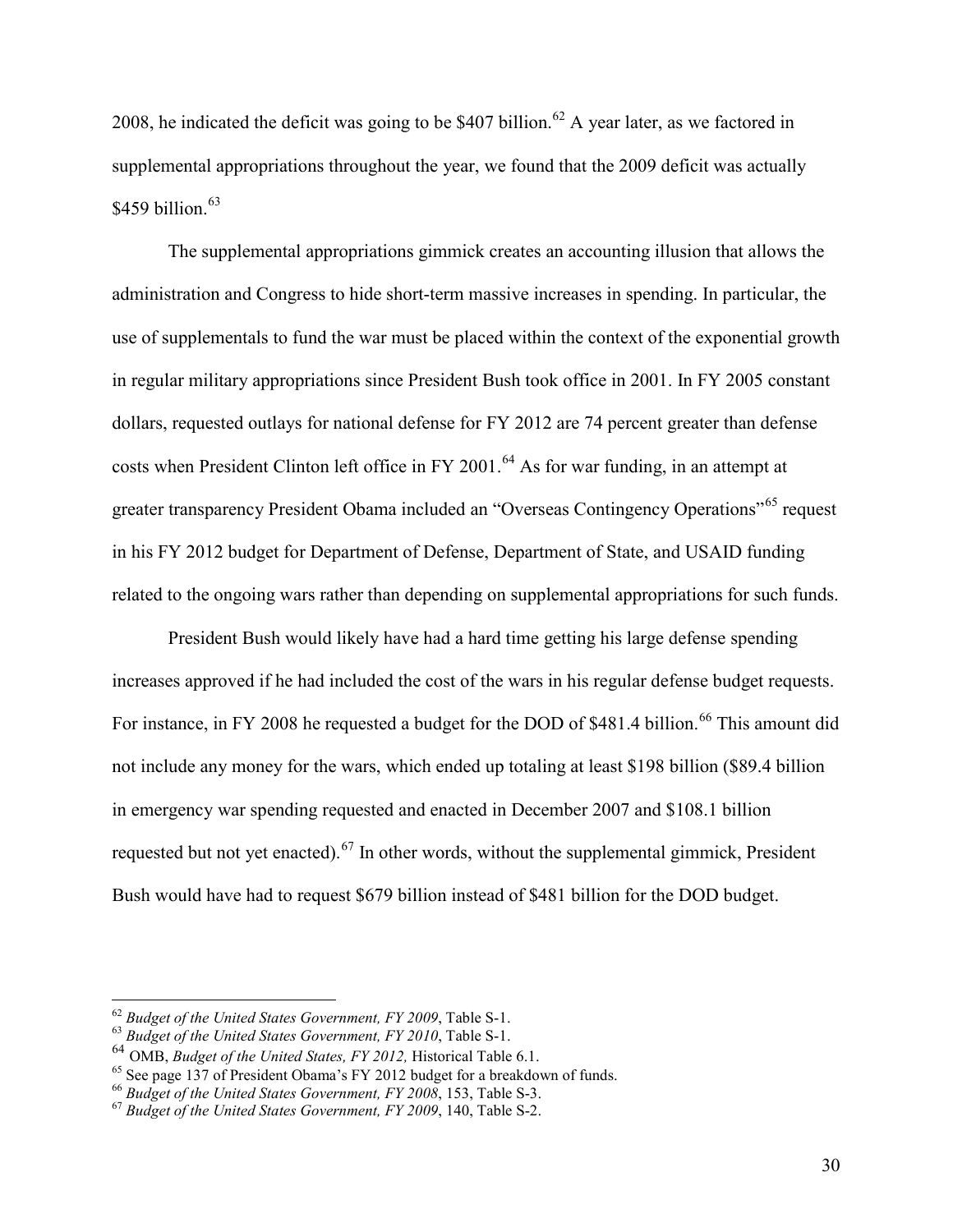2008, he indicated the deficit was going to be $407 billion.[62] A year later, as we factored in supplemental appropriations throughout the year, we found that the 2009 deficit was actually $459 billion.[63]

The supplemental appropriations gimmick creates an accounting illusion that allows the administration and Congress to hide short-term massive increases in spending. In particular, the use of supplementals to fund the war must be placed within the context of the exponential growth in regular military appropriations since President Bush took office in 2001. In FY 2005 constant dollars, requested outlays for national defense for FY 2012 are 74 percent greater than defense costs when President Clinton left office in FY 2001.[64] As for war funding, in an attempt at greater transparency President Obama included an "Overseas Contingency Operations"[65] request in his FY 2012 budget for Department of Defense, Department of State, and USAID funding related to the ongoing wars rather than depending on supplemental appropriations for such funds.

President Bush would likely have had a hard time getting his large defense spending increases approved if he had included the cost of the wars in his regular defense budget requests. For instance, in FY 2008 he requested a budget for the DOD of $481.4 billion.[66] This amount did not include any money for the wars, which ended up totaling at least $198 billion ($89.4 billion in emergency war spending requested and enacted in December 2007 and $108.1 billion requested but not yet enacted).[67] In other words, without the supplemental gimmick, President Bush would have had to request $679 billion instead of $481 billion for the DOD budget.

---

[62] *Budget of the United States Government, FY 2009*, Table S-1.
[63] *Budget of the United States Government, FY 2010*, Table S-1.
[64] OMB, *Budget of the United States, FY 2012,* Historical Table 6.1.
[65] See page 137 of President Obama's FY 2012 budget for a breakdown of funds.
[66] *Budget of the United States Government, FY 2008*, 153, Table S-3.
[67] *Budget of the United States Government, FY 2009*, 140, Table S-2.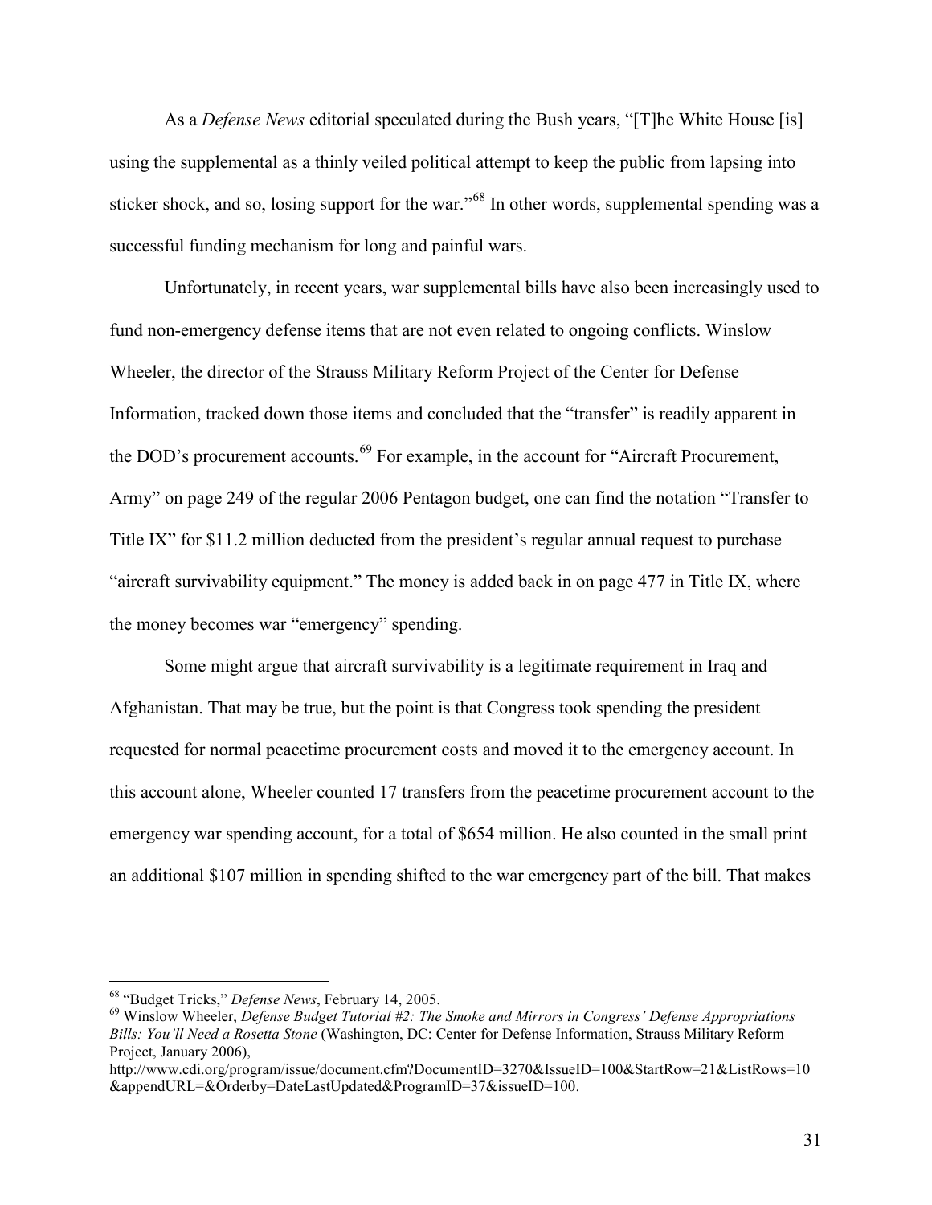As a *Defense News* editorial speculated during the Bush years, "[T]he White House [is] using the supplemental as a thinly veiled political attempt to keep the public from lapsing into sticker shock, and so, losing support for the war."[68] In other words, supplemental spending was a successful funding mechanism for long and painful wars.

Unfortunately, in recent years, war supplemental bills have also been increasingly used to fund non-emergency defense items that are not even related to ongoing conflicts. Winslow Wheeler, the director of the Strauss Military Reform Project of the Center for Defense Information, tracked down those items and concluded that the "transfer" is readily apparent in the DOD's procurement accounts.[69] For example, in the account for "Aircraft Procurement, Army" on page 249 of the regular 2006 Pentagon budget, one can find the notation "Transfer to Title IX" for $11.2 million deducted from the president's regular annual request to purchase "aircraft survivability equipment." The money is added back in on page 477 in Title IX, where the money becomes war "emergency" spending.

Some might argue that aircraft survivability is a legitimate requirement in Iraq and Afghanistan. That may be true, but the point is that Congress took spending the president requested for normal peacetime procurement costs and moved it to the emergency account. In this account alone, Wheeler counted 17 transfers from the peacetime procurement account to the emergency war spending account, for a total of $654 million. He also counted in the small print an additional $107 million in spending shifted to the war emergency part of the bill. That makes

---

[68] "Budget Tricks," *Defense News*, February 14, 2005.

[69] Winslow Wheeler, *Defense Budget Tutorial #2: The Smoke and Mirrors in Congress' Defense Appropriations Bills: You'll Need a Rosetta Stone* (Washington, DC: Center for Defense Information, Strauss Military Reform Project, January 2006), http://www.cdi.org/program/issue/document.cfm?DocumentID=3270&IssueID=100&StartRow=21&ListRows=10&appendURL=&Orderby=DateLastUpdated&ProgramID=37&issueID=100.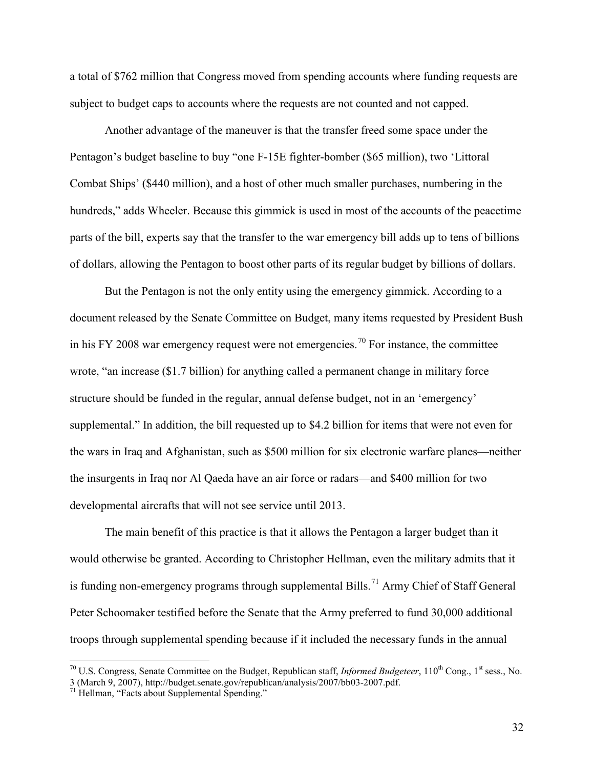a total of $762 million that Congress moved from spending accounts where funding requests are subject to budget caps to accounts where the requests are not counted and not capped.

Another advantage of the maneuver is that the transfer freed some space under the Pentagon's budget baseline to buy "one F-15E fighter-bomber ($65 million), two 'Littoral Combat Ships' ($440 million), and a host of other much smaller purchases, numbering in the hundreds," adds Wheeler. Because this gimmick is used in most of the accounts of the peacetime parts of the bill, experts say that the transfer to the war emergency bill adds up to tens of billions of dollars, allowing the Pentagon to boost other parts of its regular budget by billions of dollars.

But the Pentagon is not the only entity using the emergency gimmick. According to a document released by the Senate Committee on Budget, many items requested by President Bush in his FY 2008 war emergency request were not emergencies.[70] For instance, the committee wrote, "an increase ($1.7 billion) for anything called a permanent change in military force structure should be funded in the regular, annual defense budget, not in an 'emergency' supplemental." In addition, the bill requested up to $4.2 billion for items that were not even for the wars in Iraq and Afghanistan, such as $500 million for six electronic warfare planes—neither the insurgents in Iraq nor Al Qaeda have an air force or radars—and $400 million for two developmental aircrafts that will not see service until 2013.

The main benefit of this practice is that it allows the Pentagon a larger budget than it would otherwise be granted. According to Christopher Hellman, even the military admits that it is funding non-emergency programs through supplemental Bills.[71] Army Chief of Staff General Peter Schoomaker testified before the Senate that the Army preferred to fund 30,000 additional troops through supplemental spending because if it included the necessary funds in the annual

---

[70] U.S. Congress, Senate Committee on the Budget, Republican staff, *Informed Budgeteer*, 110th Cong., 1st sess., No. 3 (March 9, 2007), http://budget.senate.gov/republican/analysis/2007/bb03-2007.pdf.

[71] Hellman, "Facts about Supplemental Spending."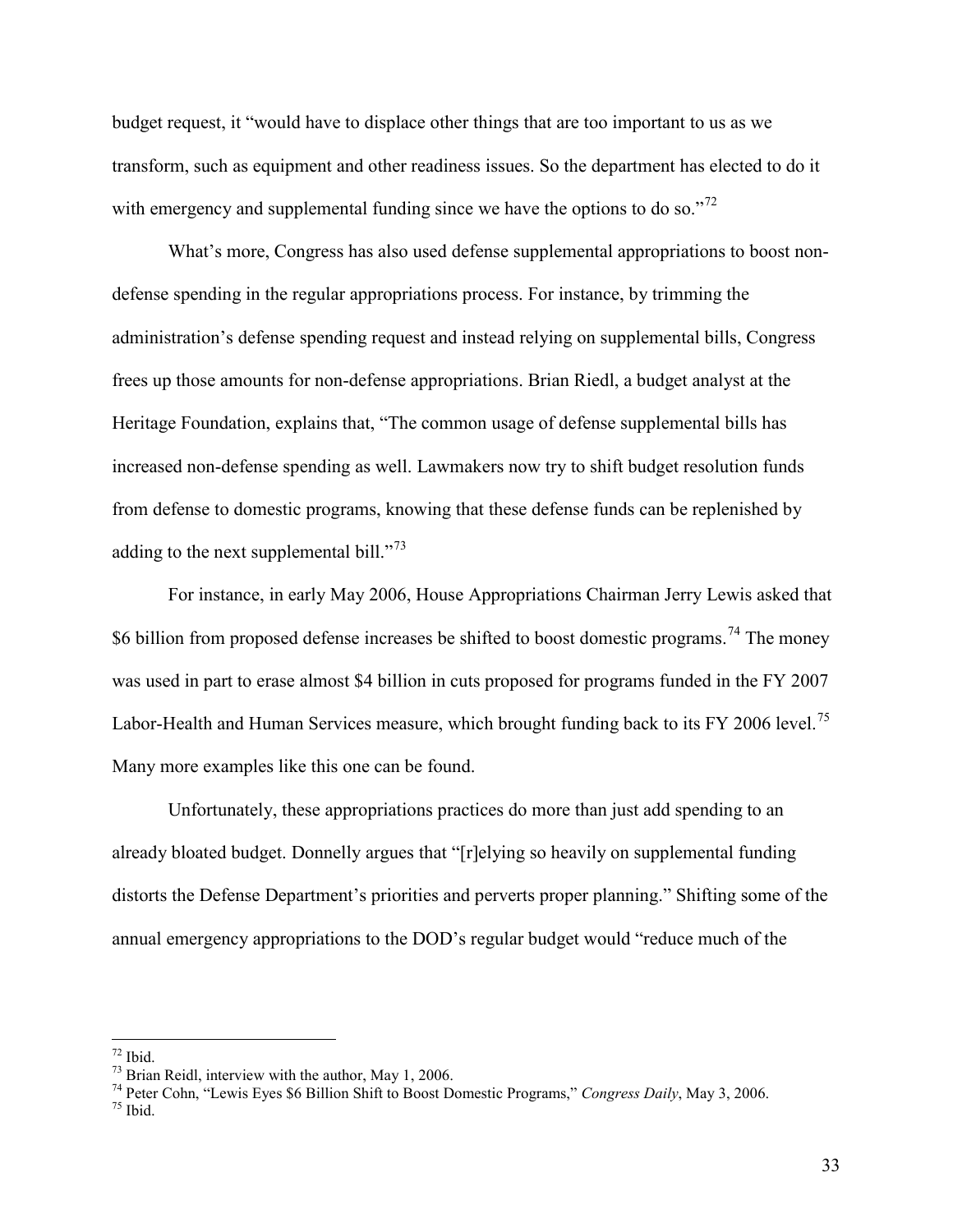budget request, it "would have to displace other things that are too important to us as we transform, such as equipment and other readiness issues. So the department has elected to do it with emergency and supplemental funding since we have the options to do so."[72]

What's more, Congress has also used defense supplemental appropriations to boost non-defense spending in the regular appropriations process. For instance, by trimming the administration's defense spending request and instead relying on supplemental bills, Congress frees up those amounts for non-defense appropriations. Brian Riedl, a budget analyst at the Heritage Foundation, explains that, "The common usage of defense supplemental bills has increased non-defense spending as well. Lawmakers now try to shift budget resolution funds from defense to domestic programs, knowing that these defense funds can be replenished by adding to the next supplemental bill."[73]

For instance, in early May 2006, House Appropriations Chairman Jerry Lewis asked that $6 billion from proposed defense increases be shifted to boost domestic programs.[74] The money was used in part to erase almost $4 billion in cuts proposed for programs funded in the FY 2007 Labor-Health and Human Services measure, which brought funding back to its FY 2006 level.[75] Many more examples like this one can be found.

Unfortunately, these appropriations practices do more than just add spending to an already bloated budget. Donnelly argues that "[r]elying so heavily on supplemental funding distorts the Defense Department's priorities and perverts proper planning." Shifting some of the annual emergency appropriations to the DOD's regular budget would "reduce much of the

---

[72] Ibid.

[73] Brian Reidl, interview with the author, May 1, 2006.

[74] Peter Cohn, "Lewis Eyes $6 Billion Shift to Boost Domestic Programs," *Congress Daily*, May 3, 2006.

[75] Ibid.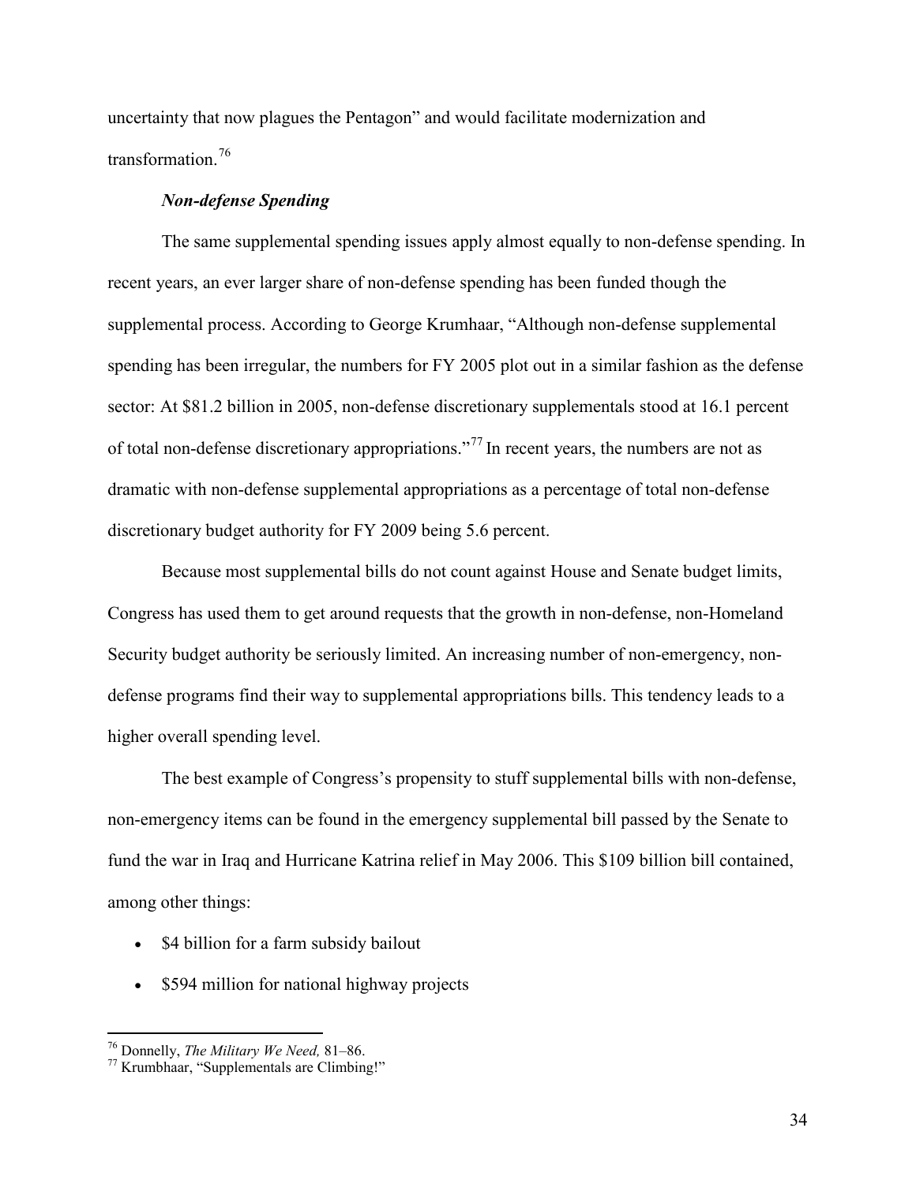uncertainty that now plagues the Pentagon" and would facilitate modernization and transformation.[76]

### *Non-defense Spending*

The same supplemental spending issues apply almost equally to non-defense spending. In recent years, an ever larger share of non-defense spending has been funded though the supplemental process. According to George Krumhaar, "Although non-defense supplemental spending has been irregular, the numbers for FY 2005 plot out in a similar fashion as the defense sector: At $81.2 billion in 2005, non-defense discretionary supplementals stood at 16.1 percent of total non-defense discretionary appropriations."[77] In recent years, the numbers are not as dramatic with non-defense supplemental appropriations as a percentage of total non-defense discretionary budget authority for FY 2009 being 5.6 percent.

Because most supplemental bills do not count against House and Senate budget limits, Congress has used them to get around requests that the growth in non-defense, non-Homeland Security budget authority be seriously limited. An increasing number of non-emergency, non-defense programs find their way to supplemental appropriations bills. This tendency leads to a higher overall spending level.

The best example of Congress's propensity to stuff supplemental bills with non-defense, non-emergency items can be found in the emergency supplemental bill passed by the Senate to fund the war in Iraq and Hurricane Katrina relief in May 2006. This $109 billion bill contained, among other things:

- $4 billion for a farm subsidy bailout
- $594 million for national highway projects

---

[76] Donnelly, *The Military We Need,* 81–86.

[77] Krumbhaar, "Supplementals are Climbing!"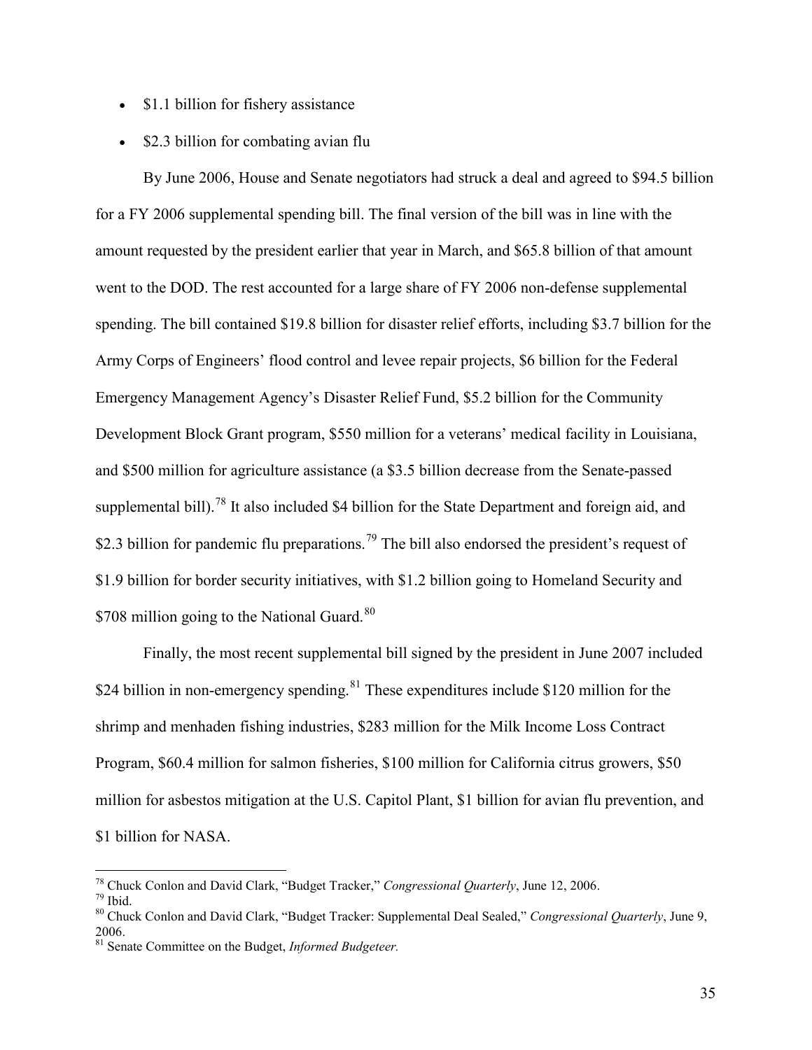- $1.1 billion for fishery assistance
- $2.3 billion for combating avian flu

By June 2006, House and Senate negotiators had struck a deal and agreed to $94.5 billion for a FY 2006 supplemental spending bill. The final version of the bill was in line with the amount requested by the president earlier that year in March, and $65.8 billion of that amount went to the DOD. The rest accounted for a large share of FY 2006 non-defense supplemental spending. The bill contained $19.8 billion for disaster relief efforts, including $3.7 billion for the Army Corps of Engineers' flood control and levee repair projects, $6 billion for the Federal Emergency Management Agency's Disaster Relief Fund, $5.2 billion for the Community Development Block Grant program, $550 million for a veterans' medical facility in Louisiana, and $500 million for agriculture assistance (a $3.5 billion decrease from the Senate-passed supplemental bill).[78] It also included $4 billion for the State Department and foreign aid, and $2.3 billion for pandemic flu preparations.[79] The bill also endorsed the president's request of $1.9 billion for border security initiatives, with $1.2 billion going to Homeland Security and $708 million going to the National Guard.[80]

Finally, the most recent supplemental bill signed by the president in June 2007 included $24 billion in non-emergency spending.[81] These expenditures include $120 million for the shrimp and menhaden fishing industries, $283 million for the Milk Income Loss Contract Program, $60.4 million for salmon fisheries, $100 million for California citrus growers, $50 million for asbestos mitigation at the U.S. Capitol Plant, $1 billion for avian flu prevention, and $1 billion for NASA.

---

[78] Chuck Conlon and David Clark, "Budget Tracker," *Congressional Quarterly*, June 12, 2006.

[79] Ibid.

[80] Chuck Conlon and David Clark, "Budget Tracker: Supplemental Deal Sealed," *Congressional Quarterly*, June 9, 2006.

[81] Senate Committee on the Budget, *Informed Budgeteer.*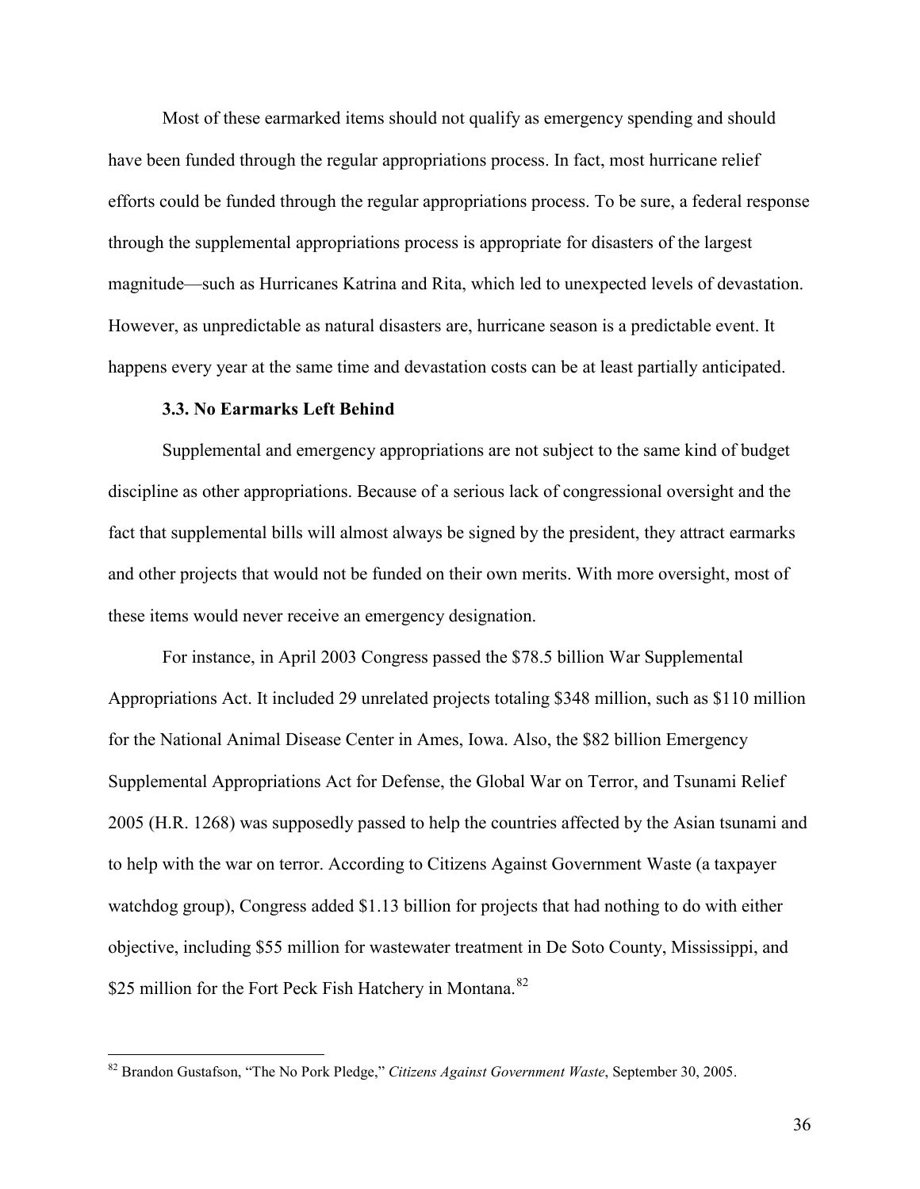Most of these earmarked items should not qualify as emergency spending and should have been funded through the regular appropriations process. In fact, most hurricane relief efforts could be funded through the regular appropriations process. To be sure, a federal response through the supplemental appropriations process is appropriate for disasters of the largest magnitude—such as Hurricanes Katrina and Rita, which led to unexpected levels of devastation. However, as unpredictable as natural disasters are, hurricane season is a predictable event. It happens every year at the same time and devastation costs can be at least partially anticipated.

### 3.3. No Earmarks Left Behind

Supplemental and emergency appropriations are not subject to the same kind of budget discipline as other appropriations. Because of a serious lack of congressional oversight and the fact that supplemental bills will almost always be signed by the president, they attract earmarks and other projects that would not be funded on their own merits. With more oversight, most of these items would never receive an emergency designation.

For instance, in April 2003 Congress passed the $78.5 billion War Supplemental Appropriations Act. It included 29 unrelated projects totaling $348 million, such as $110 million for the National Animal Disease Center in Ames, Iowa. Also, the $82 billion Emergency Supplemental Appropriations Act for Defense, the Global War on Terror, and Tsunami Relief 2005 (H.R. 1268) was supposedly passed to help the countries affected by the Asian tsunami and to help with the war on terror. According to Citizens Against Government Waste (a taxpayer watchdog group), Congress added $1.13 billion for projects that had nothing to do with either objective, including $55 million for wastewater treatment in De Soto County, Mississippi, and $25 million for the Fort Peck Fish Hatchery in Montana.[82]

---

[82] Brandon Gustafson, "The No Pork Pledge," *Citizens Against Government Waste*, September 30, 2005.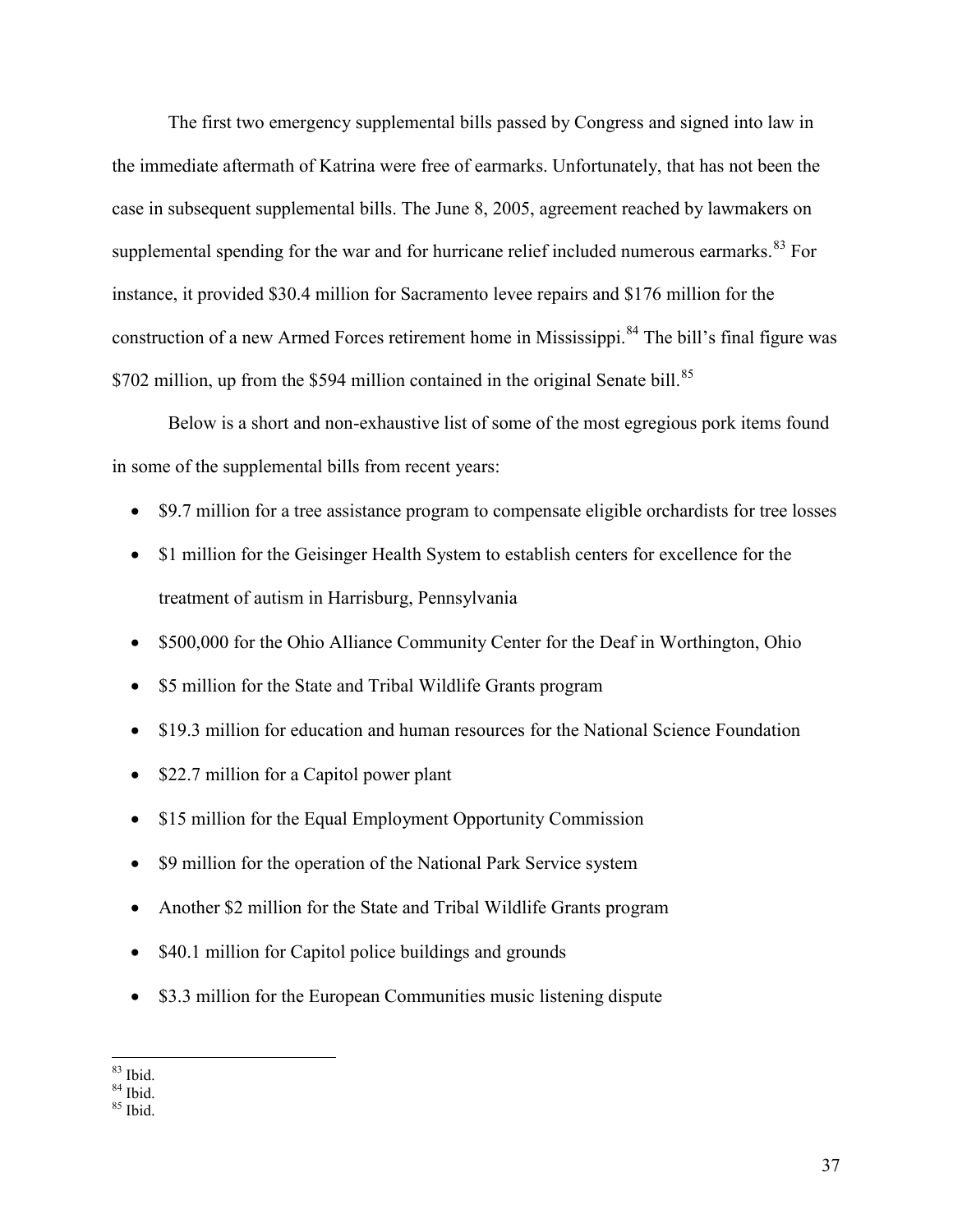The first two emergency supplemental bills passed by Congress and signed into law in the immediate aftermath of Katrina were free of earmarks. Unfortunately, that has not been the case in subsequent supplemental bills. The June 8, 2005, agreement reached by lawmakers on supplemental spending for the war and for hurricane relief included numerous earmarks.[83] For instance, it provided $30.4 million for Sacramento levee repairs and $176 million for the construction of a new Armed Forces retirement home in Mississippi.[84] The bill's final figure was $702 million, up from the $594 million contained in the original Senate bill.[85]

Below is a short and non-exhaustive list of some of the most egregious pork items found in some of the supplemental bills from recent years:

- $9.7 million for a tree assistance program to compensate eligible orchardists for tree losses
- $1 million for the Geisinger Health System to establish centers for excellence for the treatment of autism in Harrisburg, Pennsylvania
- $500,000 for the Ohio Alliance Community Center for the Deaf in Worthington, Ohio
- $5 million for the State and Tribal Wildlife Grants program
- $19.3 million for education and human resources for the National Science Foundation
- $22.7 million for a Capitol power plant
- $15 million for the Equal Employment Opportunity Commission
- $9 million for the operation of the National Park Service system
- Another $2 million for the State and Tribal Wildlife Grants program
- $40.1 million for Capitol police buildings and grounds
- $3.3 million for the European Communities music listening dispute

[83] Ibid.
[84] Ibid.
[85] Ibid.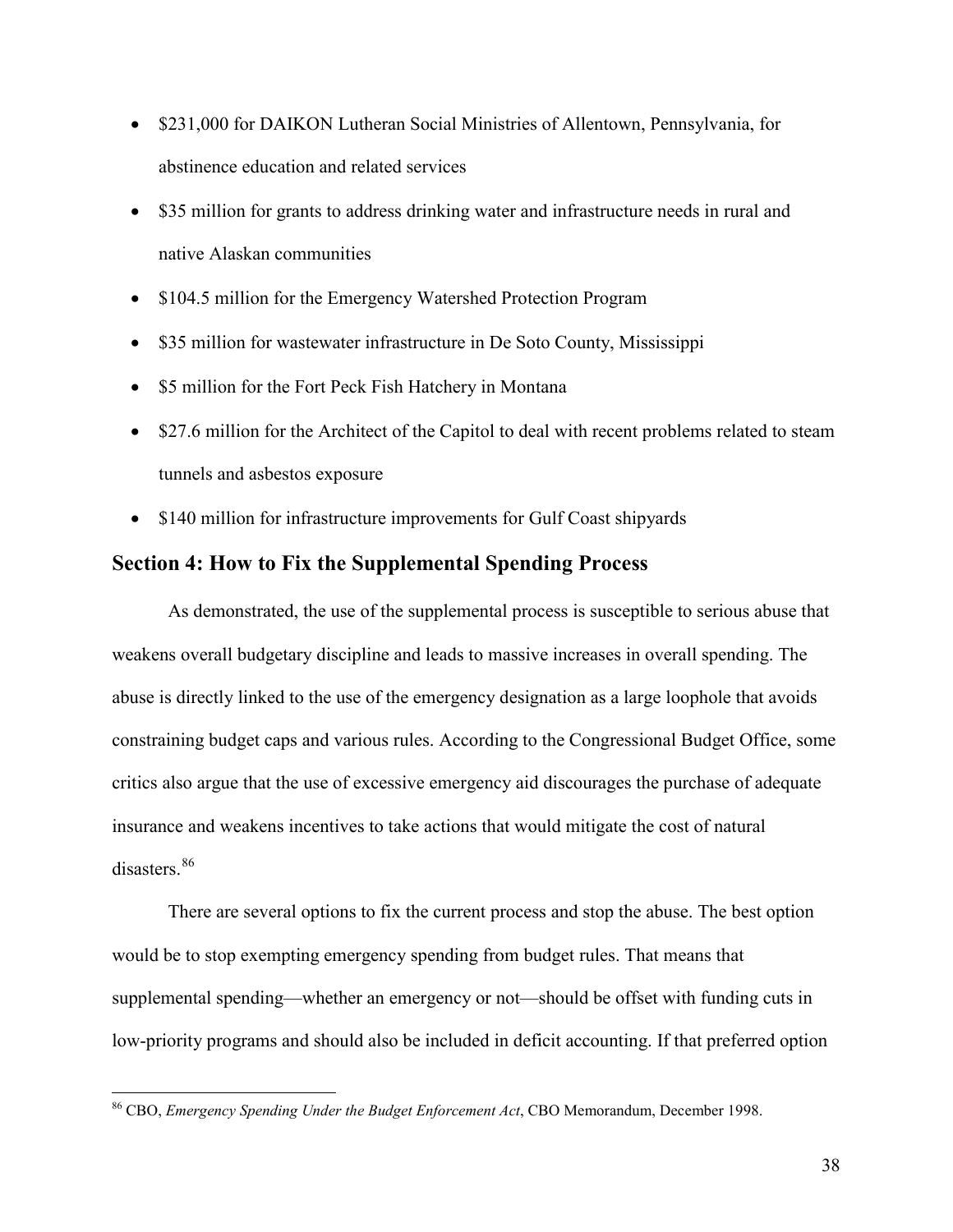- $231,000 for DAIKON Lutheran Social Ministries of Allentown, Pennsylvania, for abstinence education and related services
- $35 million for grants to address drinking water and infrastructure needs in rural and native Alaskan communities
- $104.5 million for the Emergency Watershed Protection Program
- $35 million for wastewater infrastructure in De Soto County, Mississippi
- $5 million for the Fort Peck Fish Hatchery in Montana
- $27.6 million for the Architect of the Capitol to deal with recent problems related to steam tunnels and asbestos exposure
- $140 million for infrastructure improvements for Gulf Coast shipyards

## Section 4: How to Fix the Supplemental Spending Process

As demonstrated, the use of the supplemental process is susceptible to serious abuse that weakens overall budgetary discipline and leads to massive increases in overall spending. The abuse is directly linked to the use of the emergency designation as a large loophole that avoids constraining budget caps and various rules. According to the Congressional Budget Office, some critics also argue that the use of excessive emergency aid discourages the purchase of adequate insurance and weakens incentives to take actions that would mitigate the cost of natural disasters.[86]

There are several options to fix the current process and stop the abuse. The best option would be to stop exempting emergency spending from budget rules. That means that supplemental spending—whether an emergency or not—should be offset with funding cuts in low-priority programs and should also be included in deficit accounting. If that preferred option

[86] CBO, *Emergency Spending Under the Budget Enforcement Act*, CBO Memorandum, December 1998.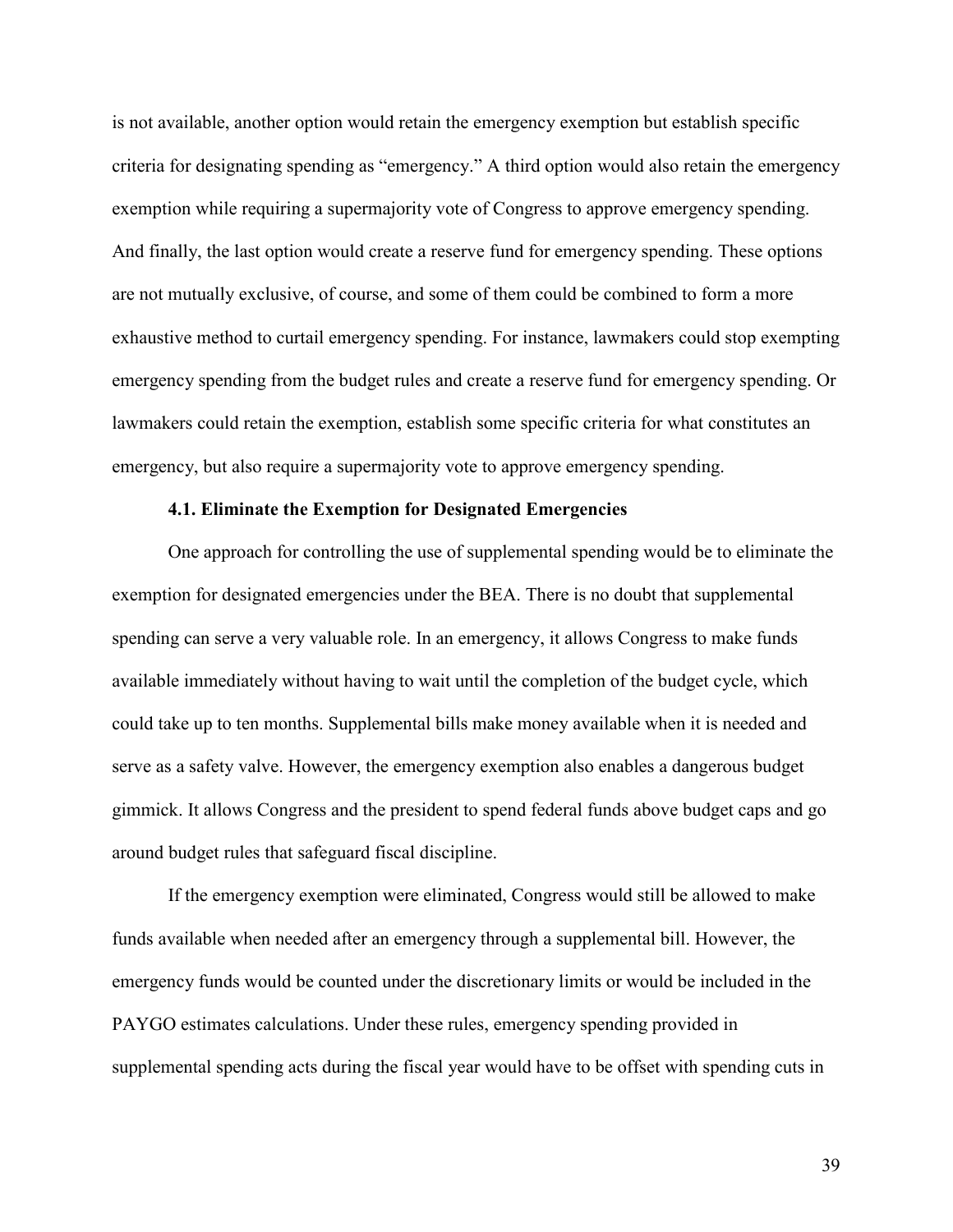is not available, another option would retain the emergency exemption but establish specific criteria for designating spending as "emergency." A third option would also retain the emergency exemption while requiring a supermajority vote of Congress to approve emergency spending. And finally, the last option would create a reserve fund for emergency spending. These options are not mutually exclusive, of course, and some of them could be combined to form a more exhaustive method to curtail emergency spending. For instance, lawmakers could stop exempting emergency spending from the budget rules and create a reserve fund for emergency spending. Or lawmakers could retain the exemption, establish some specific criteria for what constitutes an emergency, but also require a supermajority vote to approve emergency spending.

### 4.1. Eliminate the Exemption for Designated Emergencies

One approach for controlling the use of supplemental spending would be to eliminate the exemption for designated emergencies under the BEA. There is no doubt that supplemental spending can serve a very valuable role. In an emergency, it allows Congress to make funds available immediately without having to wait until the completion of the budget cycle, which could take up to ten months. Supplemental bills make money available when it is needed and serve as a safety valve. However, the emergency exemption also enables a dangerous budget gimmick. It allows Congress and the president to spend federal funds above budget caps and go around budget rules that safeguard fiscal discipline.

If the emergency exemption were eliminated, Congress would still be allowed to make funds available when needed after an emergency through a supplemental bill. However, the emergency funds would be counted under the discretionary limits or would be included in the PAYGO estimates calculations. Under these rules, emergency spending provided in supplemental spending acts during the fiscal year would have to be offset with spending cuts in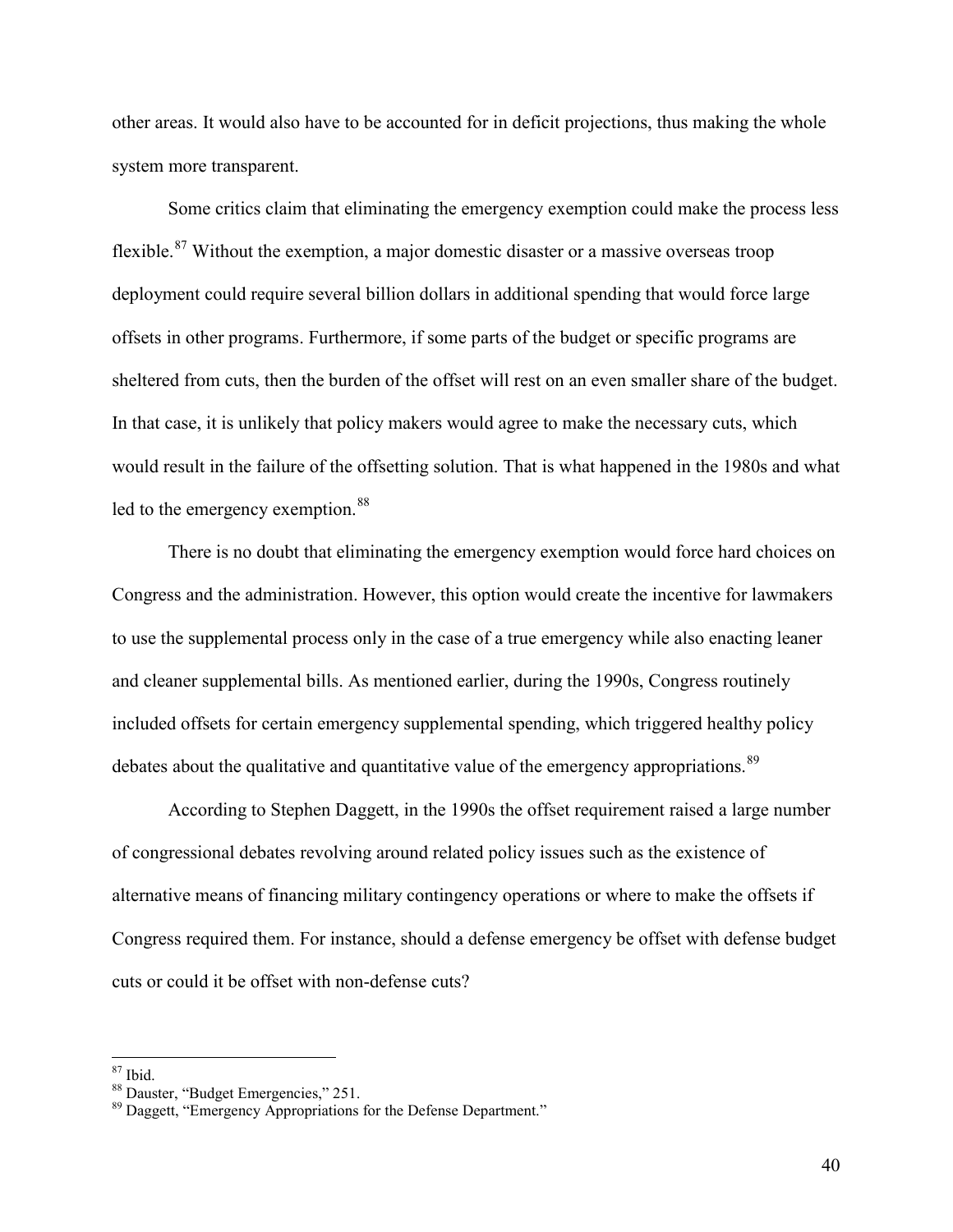other areas. It would also have to be accounted for in deficit projections, thus making the whole system more transparent.

Some critics claim that eliminating the emergency exemption could make the process less flexible.[87] Without the exemption, a major domestic disaster or a massive overseas troop deployment could require several billion dollars in additional spending that would force large offsets in other programs. Furthermore, if some parts of the budget or specific programs are sheltered from cuts, then the burden of the offset will rest on an even smaller share of the budget. In that case, it is unlikely that policy makers would agree to make the necessary cuts, which would result in the failure of the offsetting solution. That is what happened in the 1980s and what led to the emergency exemption.[88]

There is no doubt that eliminating the emergency exemption would force hard choices on Congress and the administration. However, this option would create the incentive for lawmakers to use the supplemental process only in the case of a true emergency while also enacting leaner and cleaner supplemental bills. As mentioned earlier, during the 1990s, Congress routinely included offsets for certain emergency supplemental spending, which triggered healthy policy debates about the qualitative and quantitative value of the emergency appropriations.[89]

According to Stephen Daggett, in the 1990s the offset requirement raised a large number of congressional debates revolving around related policy issues such as the existence of alternative means of financing military contingency operations or where to make the offsets if Congress required them. For instance, should a defense emergency be offset with defense budget cuts or could it be offset with non-defense cuts?

---

[87] Ibid.

[88] Dauster, "Budget Emergencies," 251.

[89] Daggett, "Emergency Appropriations for the Defense Department."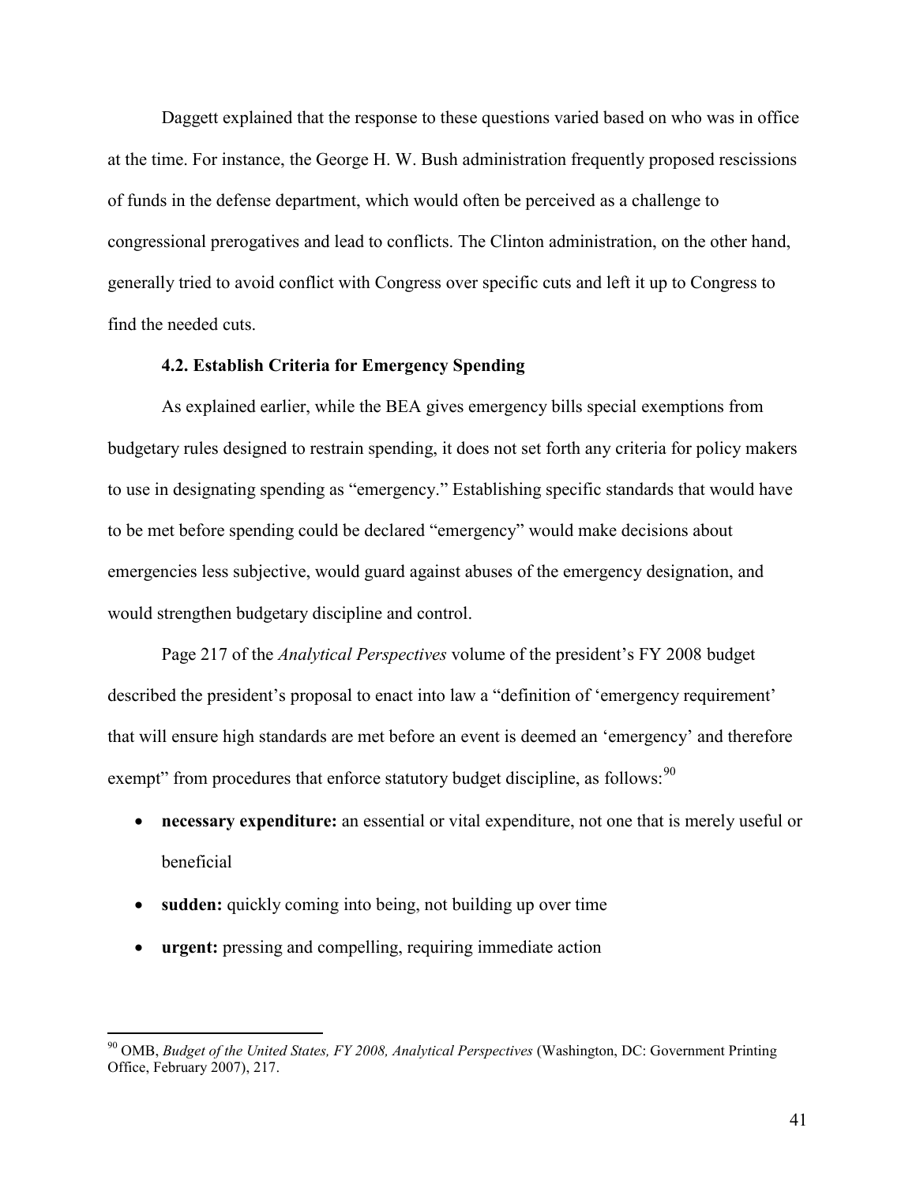Daggett explained that the response to these questions varied based on who was in office at the time. For instance, the George H. W. Bush administration frequently proposed rescissions of funds in the defense department, which would often be perceived as a challenge to congressional prerogatives and lead to conflicts. The Clinton administration, on the other hand, generally tried to avoid conflict with Congress over specific cuts and left it up to Congress to find the needed cuts.

### 4.2. Establish Criteria for Emergency Spending

As explained earlier, while the BEA gives emergency bills special exemptions from budgetary rules designed to restrain spending, it does not set forth any criteria for policy makers to use in designating spending as "emergency." Establishing specific standards that would have to be met before spending could be declared "emergency" would make decisions about emergencies less subjective, would guard against abuses of the emergency designation, and would strengthen budgetary discipline and control.

Page 217 of the *Analytical Perspectives* volume of the president's FY 2008 budget described the president's proposal to enact into law a "definition of 'emergency requirement' that will ensure high standards are met before an event is deemed an 'emergency' and therefore exempt" from procedures that enforce statutory budget discipline, as follows:[90]

- **necessary expenditure:** an essential or vital expenditure, not one that is merely useful or beneficial
- **sudden:** quickly coming into being, not building up over time
- **urgent:** pressing and compelling, requiring immediate action

[90] OMB, *Budget of the United States, FY 2008, Analytical Perspectives* (Washington, DC: Government Printing Office, February 2007), 217.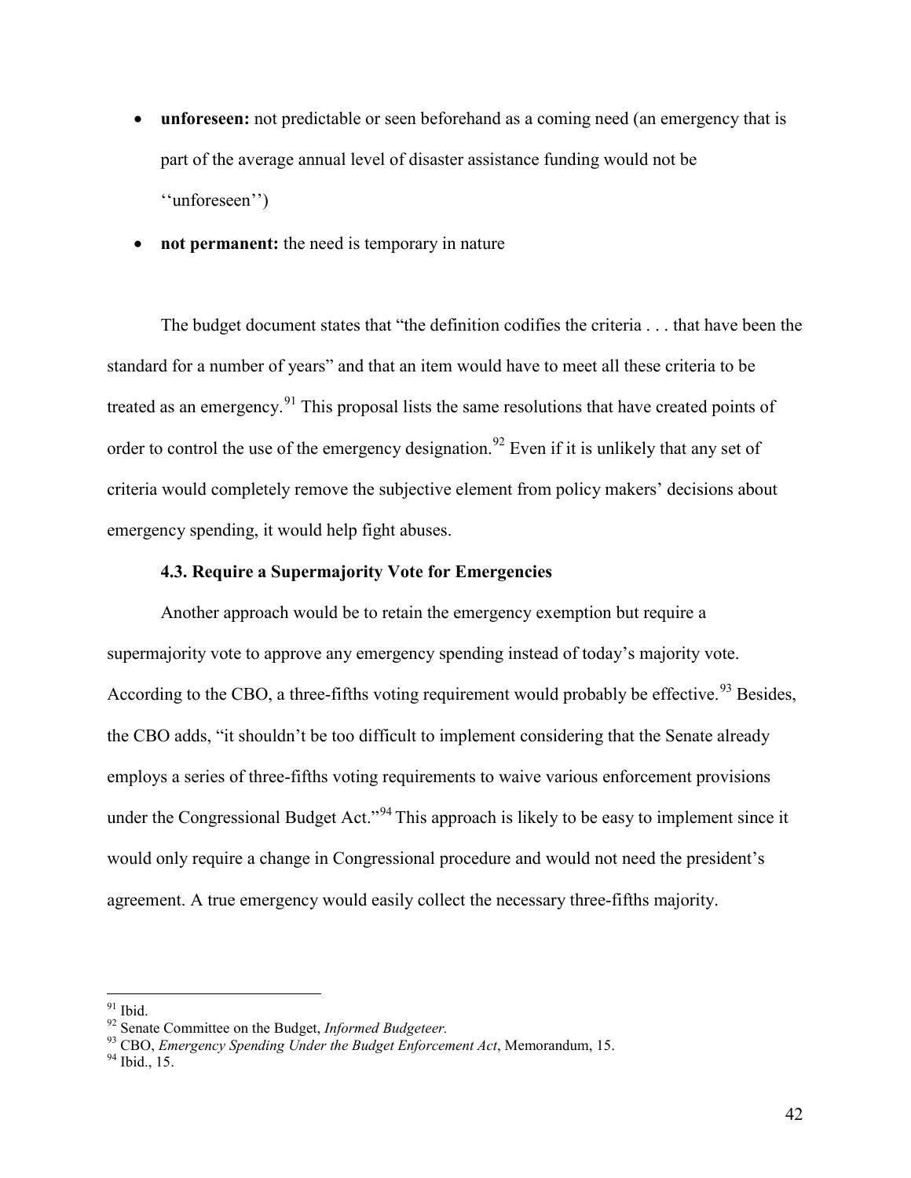- **unforeseen:** not predictable or seen beforehand as a coming need (an emergency that is part of the average annual level of disaster assistance funding would not be ''unforeseen'')
- **not permanent:** the need is temporary in nature

The budget document states that "the definition codifies the criteria . . . that have been the standard for a number of years" and that an item would have to meet all these criteria to be treated as an emergency.[91] This proposal lists the same resolutions that have created points of order to control the use of the emergency designation.[92] Even if it is unlikely that any set of criteria would completely remove the subjective element from policy makers' decisions about emergency spending, it would help fight abuses.

### 4.3. Require a Supermajority Vote for Emergencies

Another approach would be to retain the emergency exemption but require a supermajority vote to approve any emergency spending instead of today's majority vote. According to the CBO, a three-fifths voting requirement would probably be effective.[93] Besides, the CBO adds, "it shouldn't be too difficult to implement considering that the Senate already employs a series of three-fifths voting requirements to waive various enforcement provisions under the Congressional Budget Act."[94] This approach is likely to be easy to implement since it would only require a change in Congressional procedure and would not need the president's agreement. A true emergency would easily collect the necessary three-fifths majority.

---

[91] Ibid.

[92] Senate Committee on the Budget, *Informed Budgeteer.*

[93] CBO, *Emergency Spending Under the Budget Enforcement Act*, Memorandum, 15.

[94] Ibid., 15.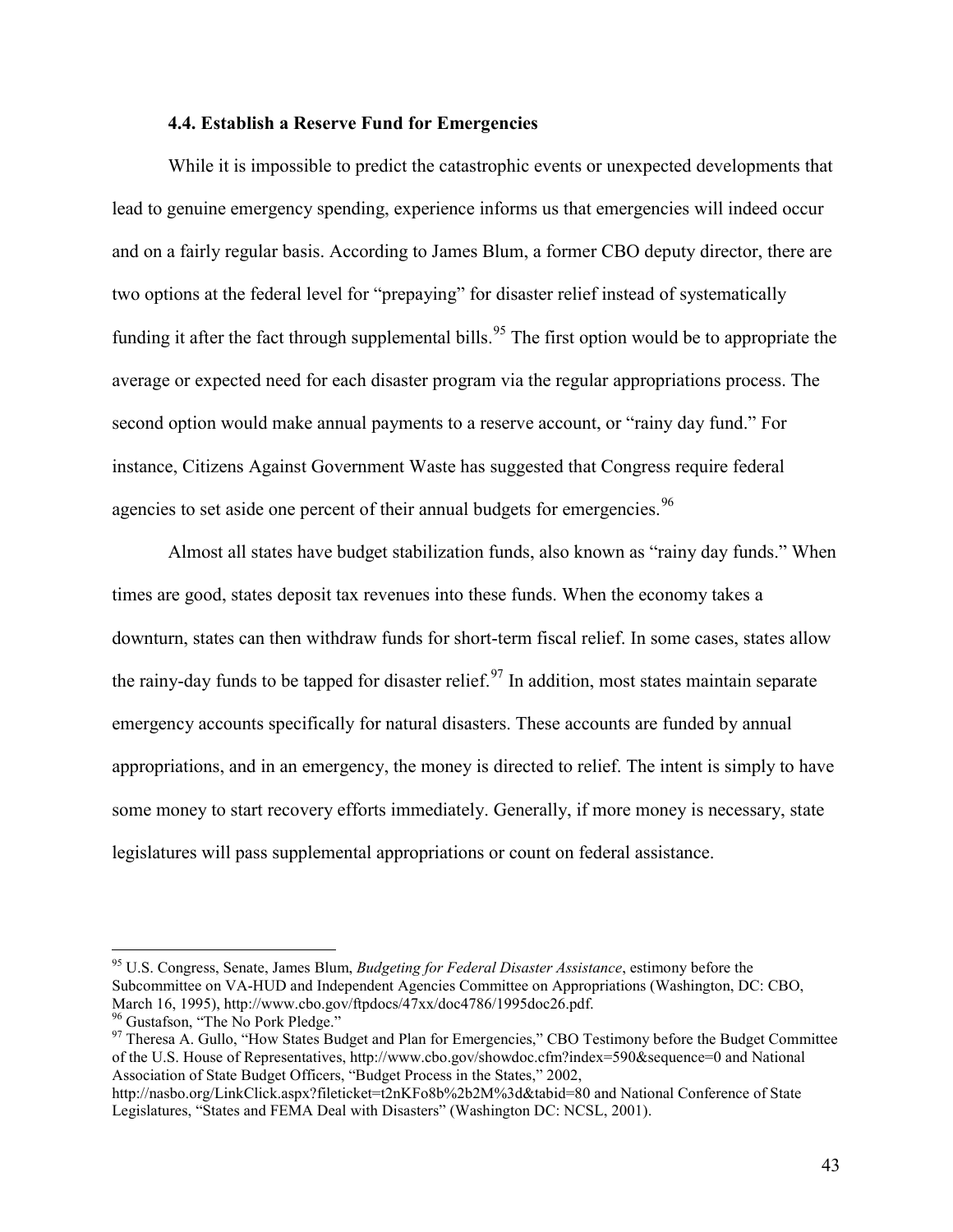### 4.4. Establish a Reserve Fund for Emergencies

While it is impossible to predict the catastrophic events or unexpected developments that lead to genuine emergency spending, experience informs us that emergencies will indeed occur and on a fairly regular basis. According to James Blum, a former CBO deputy director, there are two options at the federal level for "prepaying" for disaster relief instead of systematically funding it after the fact through supplemental bills.[95] The first option would be to appropriate the average or expected need for each disaster program via the regular appropriations process. The second option would make annual payments to a reserve account, or "rainy day fund." For instance, Citizens Against Government Waste has suggested that Congress require federal agencies to set aside one percent of their annual budgets for emergencies.[96]

Almost all states have budget stabilization funds, also known as "rainy day funds." When times are good, states deposit tax revenues into these funds. When the economy takes a downturn, states can then withdraw funds for short-term fiscal relief. In some cases, states allow the rainy-day funds to be tapped for disaster relief.[97] In addition, most states maintain separate emergency accounts specifically for natural disasters. These accounts are funded by annual appropriations, and in an emergency, the money is directed to relief. The intent is simply to have some money to start recovery efforts immediately. Generally, if more money is necessary, state legislatures will pass supplemental appropriations or count on federal assistance.

---

[95] U.S. Congress, Senate, James Blum, *Budgeting for Federal Disaster Assistance*, estimony before the Subcommittee on VA-HUD and Independent Agencies Committee on Appropriations (Washington, DC: CBO, March 16, 1995), http://www.cbo.gov/ftpdocs/47xx/doc4786/1995doc26.pdf.

[96] Gustafson, "The No Pork Pledge."

[97] Theresa A. Gullo, "How States Budget and Plan for Emergencies," CBO Testimony before the Budget Committee of the U.S. House of Representatives, http://www.cbo.gov/showdoc.cfm?index=590&sequence=0 and National Association of State Budget Officers, "Budget Process in the States," 2002, http://nasbo.org/LinkClick.aspx?fileticket=t2nKFo8b%2b2M%3d&tabid=80 and National Conference of State Legislatures, "States and FEMA Deal with Disasters" (Washington DC: NCSL, 2001).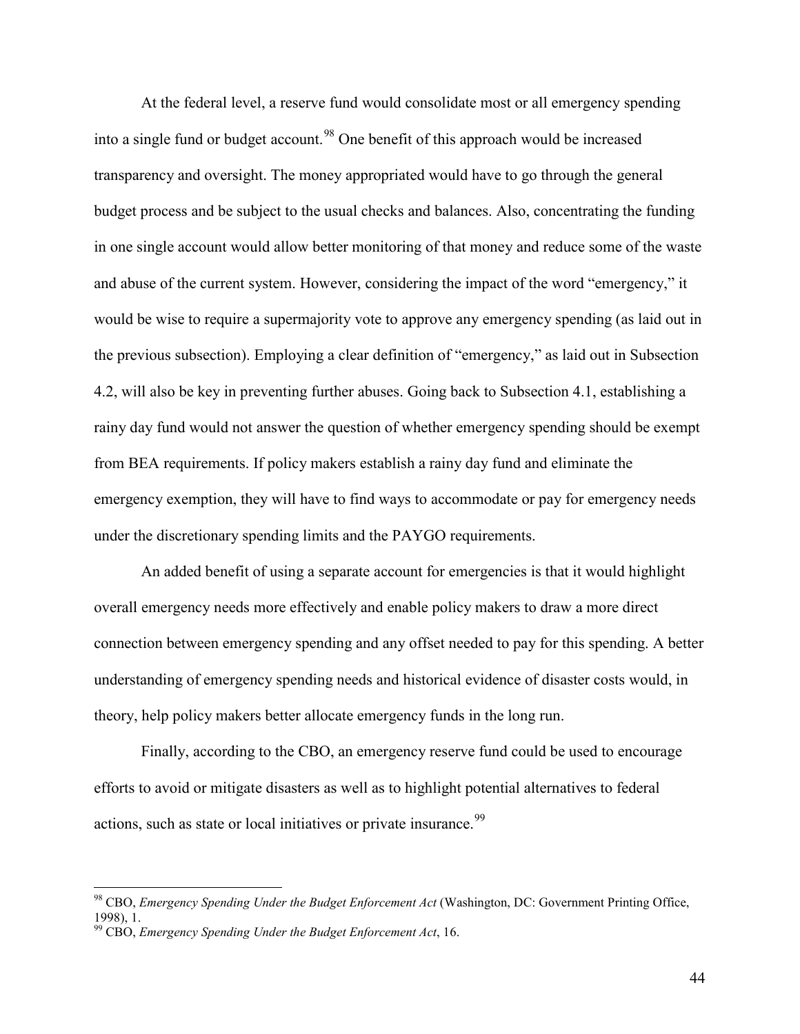At the federal level, a reserve fund would consolidate most or all emergency spending into a single fund or budget account.[98] One benefit of this approach would be increased transparency and oversight. The money appropriated would have to go through the general budget process and be subject to the usual checks and balances. Also, concentrating the funding in one single account would allow better monitoring of that money and reduce some of the waste and abuse of the current system. However, considering the impact of the word "emergency," it would be wise to require a supermajority vote to approve any emergency spending (as laid out in the previous subsection). Employing a clear definition of "emergency," as laid out in Subsection 4.2, will also be key in preventing further abuses. Going back to Subsection 4.1, establishing a rainy day fund would not answer the question of whether emergency spending should be exempt from BEA requirements. If policy makers establish a rainy day fund and eliminate the emergency exemption, they will have to find ways to accommodate or pay for emergency needs under the discretionary spending limits and the PAYGO requirements.

An added benefit of using a separate account for emergencies is that it would highlight overall emergency needs more effectively and enable policy makers to draw a more direct connection between emergency spending and any offset needed to pay for this spending. A better understanding of emergency spending needs and historical evidence of disaster costs would, in theory, help policy makers better allocate emergency funds in the long run.

Finally, according to the CBO, an emergency reserve fund could be used to encourage efforts to avoid or mitigate disasters as well as to highlight potential alternatives to federal actions, such as state or local initiatives or private insurance.[99]

---

[98] CBO, *Emergency Spending Under the Budget Enforcement Act* (Washington, DC: Government Printing Office, 1998), 1.

[99] CBO, *Emergency Spending Under the Budget Enforcement Act*, 16.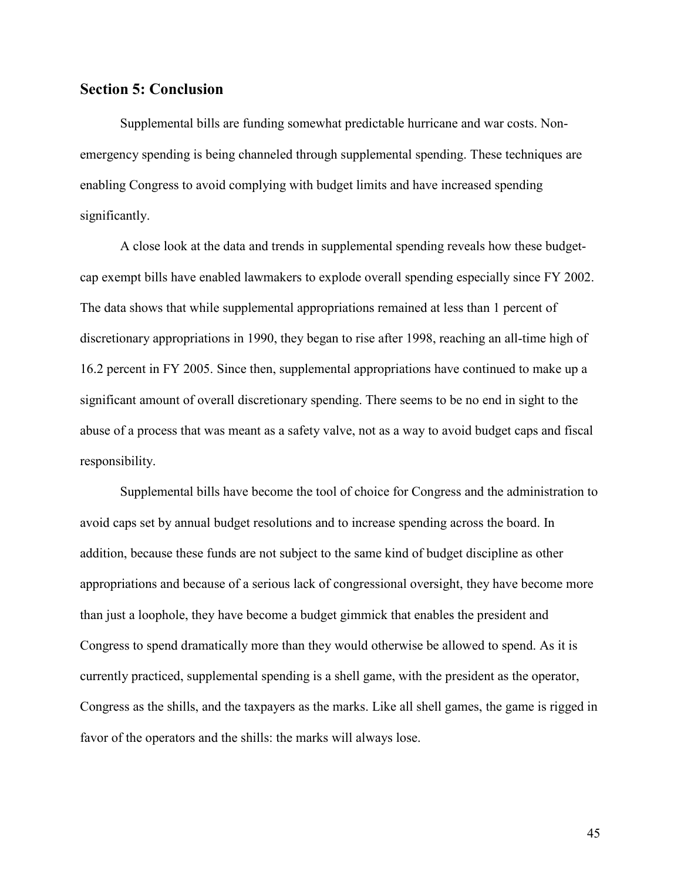## Section 5: Conclusion

Supplemental bills are funding somewhat predictable hurricane and war costs. Non-emergency spending is being channeled through supplemental spending. These techniques are enabling Congress to avoid complying with budget limits and have increased spending significantly.

A close look at the data and trends in supplemental spending reveals how these budget-cap exempt bills have enabled lawmakers to explode overall spending especially since FY 2002. The data shows that while supplemental appropriations remained at less than 1 percent of discretionary appropriations in 1990, they began to rise after 1998, reaching an all-time high of 16.2 percent in FY 2005. Since then, supplemental appropriations have continued to make up a significant amount of overall discretionary spending. There seems to be no end in sight to the abuse of a process that was meant as a safety valve, not as a way to avoid budget caps and fiscal responsibility.

Supplemental bills have become the tool of choice for Congress and the administration to avoid caps set by annual budget resolutions and to increase spending across the board. In addition, because these funds are not subject to the same kind of budget discipline as other appropriations and because of a serious lack of congressional oversight, they have become more than just a loophole, they have become a budget gimmick that enables the president and Congress to spend dramatically more than they would otherwise be allowed to spend. As it is currently practiced, supplemental spending is a shell game, with the president as the operator, Congress as the shills, and the taxpayers as the marks. Like all shell games, the game is rigged in favor of the operators and the shills: the marks will always lose.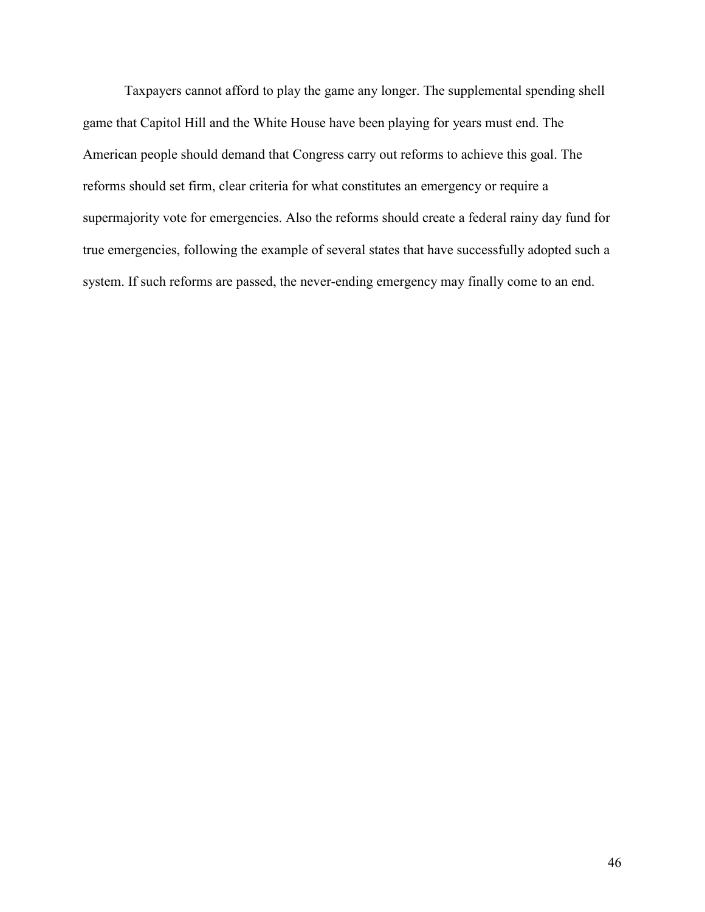Taxpayers cannot afford to play the game any longer. The supplemental spending shell game that Capitol Hill and the White House have been playing for years must end. The American people should demand that Congress carry out reforms to achieve this goal. The reforms should set firm, clear criteria for what constitutes an emergency or require a supermajority vote for emergencies. Also the reforms should create a federal rainy day fund for true emergencies, following the example of several states that have successfully adopted such a system. If such reforms are passed, the never-ending emergency may finally come to an end.